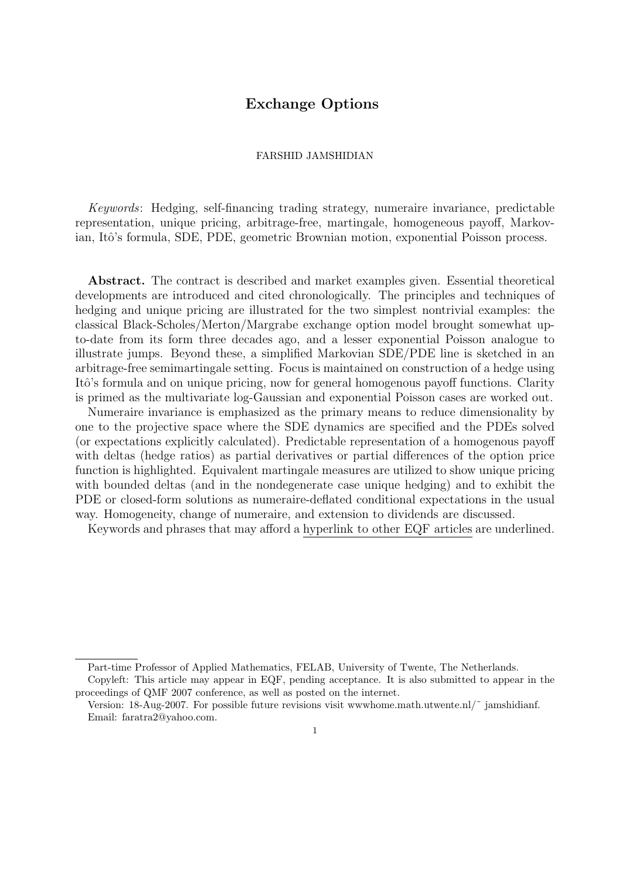# Exchange Options

FARSHID JAMSHIDIAN

*Keywords*: Hedging, self-financing trading strategy, numeraire invariance, predictable representation, unique pricing, arbitrage-free, martingale, homogeneous payoff, Markovian, Itô's formula, SDE, PDE, geometric Brownian motion, exponential Poisson process.

**Abstract.** The contract is described and market examples given. Essential theoretical developments are introduced and cited chronologically. The principles and techniques of hedging and unique pricing are illustrated for the two simplest nontrivial examples: the classical Black-Scholes/Merton/Margrabe exchange option model brought somewhat up-to-date from its form three decades ago, and a lesser exponential Poisson analogue to illustrate jumps. Beyond these, a simplified Markovian SDE/PDE line is sketched in an arbitrage-free semimartingale setting. Focus is maintained on construction of a hedge using Itô's formula and on unique pricing, now for general homogenous payoff functions. Clarity is primed as the multivariate log-Gaussian and exponential Poisson cases are worked out.

Numeraire invariance is emphasized as the primary means to reduce dimensionality by one to the projective space where the SDE dynamics are specified and the PDEs solved (or expectations explicitly calculated). Predictable representation of a homogenous payoff with deltas (hedge ratios) as partial derivatives or partial differences of the option price function is highlighted. Equivalent martingale measures are utilized to show unique pricing with bounded deltas (and in the nondegenerate case unique hedging) and to exhibit the PDE or closed-form solutions as numeraire-deflated conditional expectations in the usual way. Homogeneity, change of numeraire, and extension to dividends are discussed.

Keywords and phrases that may afford a hyperlink to other EQF articles are underlined.

---

Part-time Professor of Applied Mathematics, FELAB, University of Twente, The Netherlands.

Copyleft: This article may appear in EQF, pending acceptance. It is also submitted to appear in the proceedings of QMF 2007 conference, as well as posted on the internet.

Version: 18-Aug-2007. For possible future revisions visit wwwhome.math.utwente.nl/~ jamshidianf.
Email: faratra2@yahoo.com.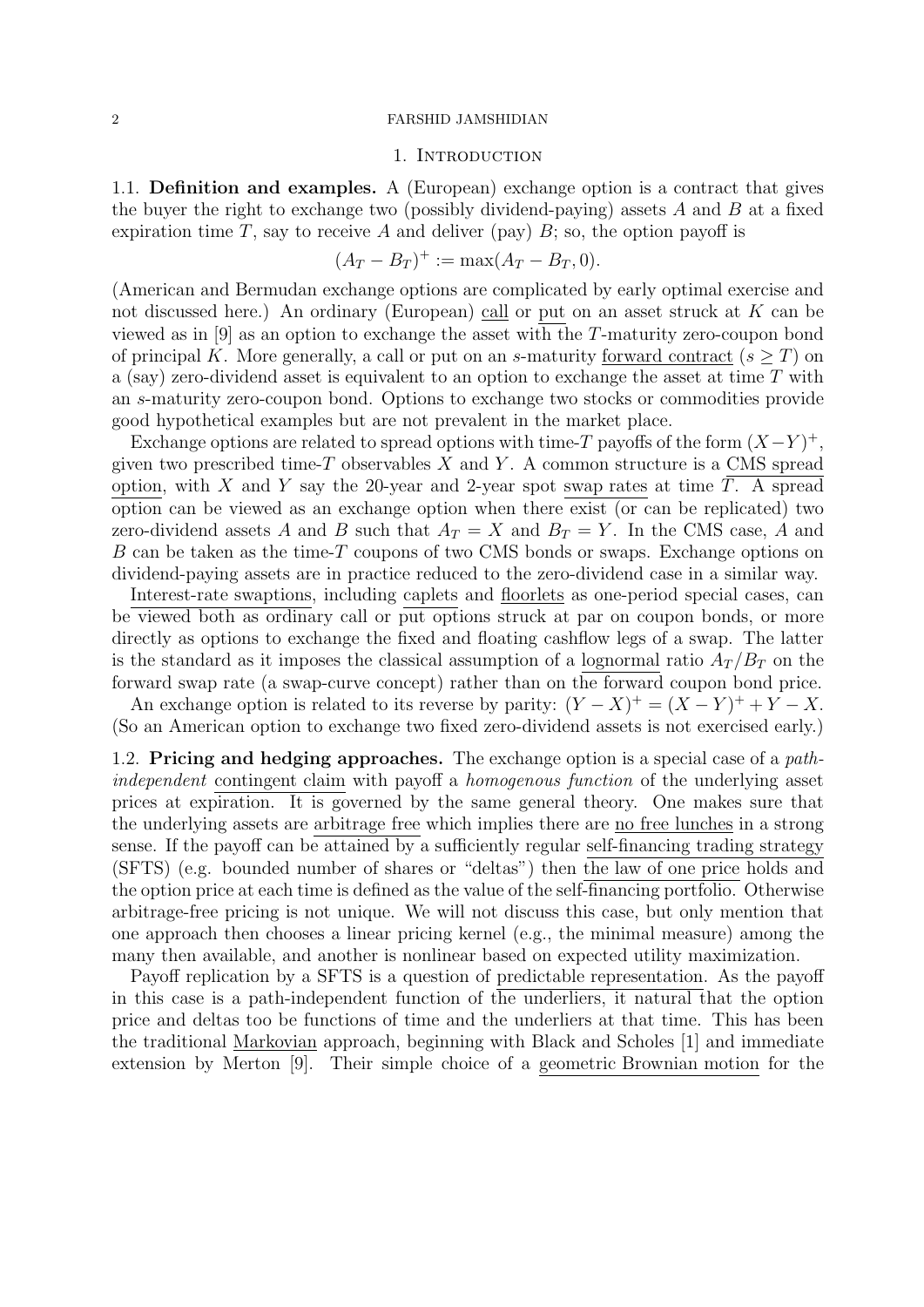## 1. Introduction

### 1.1. Definition and examples.

**1.1. Definition and examples.** A (European) exchange option is a contract that gives the buyer the right to exchange two (possibly dividend-paying) assets $A$ and $B$ at a fixed expiration time $T$, say to receive $A$ and deliver (pay) $B$; so, the option payoff is

$$(A_T - B_T)^+ := \max(A_T - B_T, 0).$$

(American and Bermudan exchange options are complicated by early optimal exercise and not discussed here.) An ordinary (European) call or put on an asset struck at $K$ can be viewed as in [9] as an option to exchange the asset with the $T$-maturity zero-coupon bond of principal $K$. More generally, a call or put on an $s$-maturity forward contract ($s \geq T$) on a (say) zero-dividend asset is equivalent to an option to exchange the asset at time $T$ with an $s$-maturity zero-coupon bond. Options to exchange two stocks or commodities provide good hypothetical examples but are not prevalent in the market place.

Exchange options are related to spread options with time-$T$ payoffs of the form $(X-Y)^+$, given two prescribed time-$T$ observables $X$ and $Y$. A common structure is a CMS spread option, with $X$ and $Y$ say the 20-year and 2-year spot swap rates at time $T$. A spread option can be viewed as an exchange option when there exist (or can be replicated) two zero-dividend assets $A$ and $B$ such that $A_T = X$ and $B_T = Y$. In the CMS case, $A$ and $B$ can be taken as the time-$T$ coupons of two CMS bonds or swaps. Exchange options on dividend-paying assets are in practice reduced to the zero-dividend case in a similar way.

Interest-rate swaptions, including caplets and floorlets as one-period special cases, can be viewed both as ordinary call or put options struck at par on coupon bonds, or more directly as options to exchange the fixed and floating cashflow legs of a swap. The latter is the standard as it imposes the classical assumption of a lognormal ratio $A_T/B_T$ on the forward swap rate (a swap-curve concept) rather than on the forward coupon bond price.

An exchange option is related to its reverse by parity: $(Y-X)^+ = (X-Y)^+ + Y - X$. (So an American option to exchange two fixed zero-dividend assets is not exercised early.)

### 1.2. Pricing and hedging approaches.

**1.2. Pricing and hedging approaches.** The exchange option is a special case of a *path-independent* contingent claim with payoff a *homogenous function* of the underlying asset prices at expiration. It is governed by the same general theory. One makes sure that the underlying assets are arbitrage free which implies there are no free lunches in a strong sense. If the payoff can be attained by a sufficiently regular self-financing trading strategy (SFTS) (e.g. bounded number of shares or "deltas") then the law of one price holds and the option price at each time is defined as the value of the self-financing portfolio. Otherwise arbitrage-free pricing is not unique. We will not discuss this case, but only mention that one approach then chooses a linear pricing kernel (e.g., the minimal measure) among the many then available, and another is nonlinear based on expected utility maximization.

Payoff replication by a SFTS is a question of predictable representation. As the payoff in this case is a path-independent function of the underliers, it natural that the option price and deltas too be functions of time and the underliers at that time. This has been the traditional Markovian approach, beginning with Black and Scholes [1] and immediate extension by Merton [9]. Their simple choice of a geometric Brownian motion for the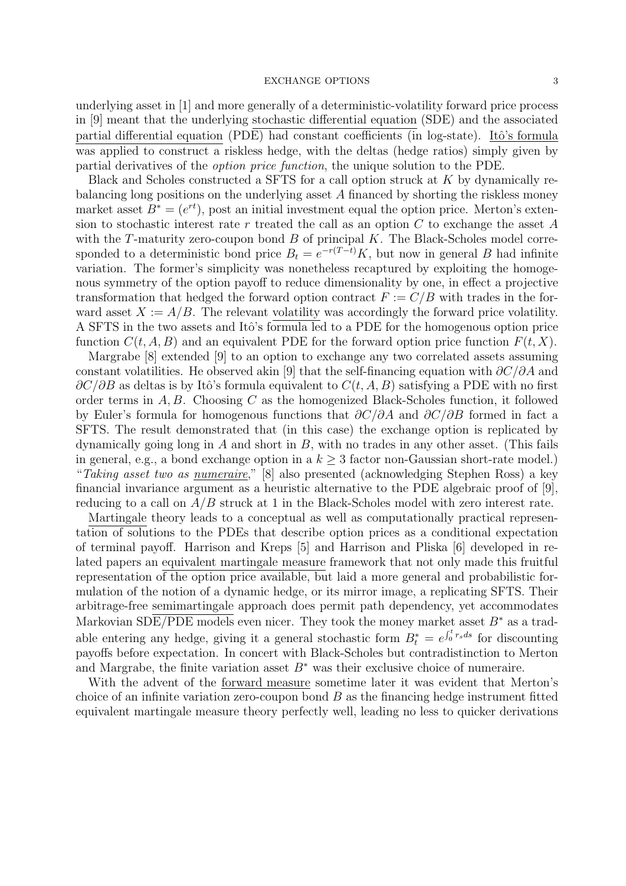underlying asset in [1] and more generally of a deterministic-volatility forward price process in [9] meant that the underlying stochastic differential equation (SDE) and the associated partial differential equation (PDE) had constant coefficients (in log-state). Itô's formula was applied to construct a riskless hedge, with the deltas (hedge ratios) simply given by partial derivatives of the *option price function*, the unique solution to the PDE.

Black and Scholes constructed a SFTS for a call option struck at $K$ by dynamically rebalancing long positions on the underlying asset $A$ financed by shorting the riskless money market asset $B^* = (e^{rt})$, post an initial investment equal the option price. Merton's extension to stochastic interest rate $r$ treated the call as an option $C$ to exchange the asset $A$ with the $T$-maturity zero-coupon bond $B$ of principal $K$. The Black-Scholes model corresponded to a deterministic bond price $B_t = e^{-r(T-t)}K$, but now in general $B$ had infinite variation. The former's simplicity was nonetheless recaptured by exploiting the homogenous symmetry of the option payoff to reduce dimensionality by one, in effect a projective transformation that hedged the forward option contract $F := C/B$ with trades in the forward asset $X := A/B$. The relevant volatility was accordingly the forward price volatility. A SFTS in the two assets and Itô's formula led to a PDE for the homogenous option price function $C(t, A, B)$ and an equivalent PDE for the forward option price function $F(t, X)$.

Margrabe [8] extended [9] to an option to exchange any two correlated assets assuming constant volatilities. He observed akin [9] that the self-financing equation with $\partial C/\partial A$ and $\partial C/\partial B$ as deltas is by Itô's formula equivalent to $C(t, A, B)$ satisfying a PDE with no first order terms in $A, B$. Choosing $C$ as the homogenized Black-Scholes function, it followed by Euler's formula for homogenous functions that $\partial C/\partial A$ and $\partial C/\partial B$ formed in fact a SFTS. The result demonstrated that (in this case) the exchange option is replicated by dynamically going long in $A$ and short in $B$, with no trades in any other asset. (This fails in general, e.g., a bond exchange option in a $k \geq 3$ factor non-Gaussian short-rate model.) "*Taking asset two as numeraire*," [8] also presented (acknowledging Stephen Ross) a key financial invariance argument as a heuristic alternative to the PDE algebraic proof of [9], reducing to a call on $A/B$ struck at 1 in the Black-Scholes model with zero interest rate.

Martingale theory leads to a conceptual as well as computationally practical representation of solutions to the PDEs that describe option prices as a conditional expectation of terminal payoff. Harrison and Kreps [5] and Harrison and Pliska [6] developed in related papers an equivalent martingale measure framework that not only made this fruitful representation of the option price available, but laid a more general and probabilistic formulation of the notion of a dynamic hedge, or its mirror image, a replicating SFTS. Their arbitrage-free semimartingale approach does permit path dependency, yet accommodates Markovian SDE/PDE models even nicer. They took the money market asset $B^*$ as a tradable entering any hedge, giving it a general stochastic form $B^*_t = e^{\int_0^t r_s ds}$ for discounting payoffs before expectation. In concert with Black-Scholes but contradistinction to Merton and Margrabe, the finite variation asset $B^*$ was their exclusive choice of numeraire.

With the advent of the forward measure sometime later it was evident that Merton's choice of an infinite variation zero-coupon bond $B$ as the financing hedge instrument fitted equivalent martingale measure theory perfectly well, leading no less to quicker derivations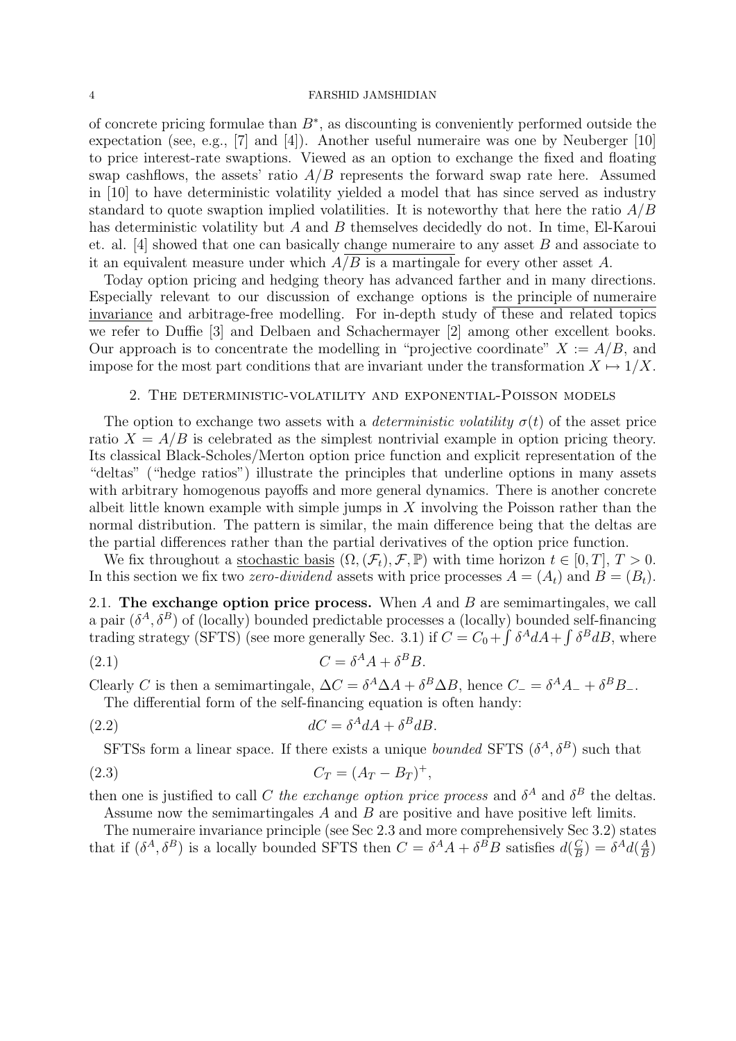of concrete pricing formulae than $B^*$, as discounting is conveniently performed outside the expectation (see, e.g., [7] and [4]). Another useful numeraire was one by Neuberger [10] to price interest-rate swaptions. Viewed as an option to exchange the fixed and floating swap cashflows, the assets' ratio $A/B$ represents the forward swap rate here. Assumed in [10] to have deterministic volatility yielded a model that has since served as industry standard to quote swaption implied volatilities. It is noteworthy that here the ratio $A/B$ has deterministic volatility but $A$ and $B$ themselves decidedly do not. In time, El-Karoui et. al. [4] showed that one can basically change numeraire to any asset $B$ and associate to it an equivalent measure under which $A/B$ is a martingale for every other asset $A$.

Today option pricing and hedging theory has advanced farther and in many directions. Especially relevant to our discussion of exchange options is the principle of numeraire invariance and arbitrage-free modelling. For in-depth study of these and related topics we refer to Duffie [3] and Delbaen and Schachermayer [2] among other excellent books. Our approach is to concentrate the modelling in "projective coordinate" $X := A/B$, and impose for the most part conditions that are invariant under the transformation $X \mapsto 1/X$.

## 2. The deterministic-volatility and exponential-Poisson models

The option to exchange two assets with a *deterministic volatility* $\sigma(t)$ of the asset price ratio $X = A/B$ is celebrated as the simplest nontrivial example in option pricing theory. Its classical Black-Scholes/Merton option price function and explicit representation of the "deltas" ("hedge ratios") illustrate the principles that underline options in many assets with arbitrary homogenous payoffs and more general dynamics. There is another concrete albeit little known example with simple jumps in $X$ involving the Poisson rather than the normal distribution. The pattern is similar, the main difference being that the deltas are the partial differences rather than the partial derivatives of the option price function.

We fix throughout a stochastic basis $(\Omega, (\mathcal{F}_t), \mathcal{F}, \mathbb{P})$ with time horizon $t \in [0, T]$, $T > 0$. In this section we fix two *zero-dividend* assets with price processes $A = (A_t)$ and $B = (B_t)$.

**2.1. The exchange option price process.** When $A$ and $B$ are semimartingales, we call a pair $(\delta^A, \delta^B)$ of (locally) bounded predictable processes a (locally) bounded self-financing trading strategy (SFTS) (see more generally Sec. 3.1) if $C = C_0 + \int \delta^A dA + \int \delta^B dB$, where

$$C = \delta^A A + \delta^B B. \tag{2.1}$$

Clearly $C$ is then a semimartingale, $\Delta C = \delta^A \Delta A + \delta^B \Delta B$, hence $C_- = \delta^A A_- + \delta^B B_-$.

The differential form of the self-financing equation is often handy:

$$dC = \delta^A dA + \delta^B dB. \tag{2.2}$$

SFTSs form a linear space. If there exists a unique *bounded* SFTS $(\delta^A, \delta^B)$ such that

$$C_T = (A_T - B_T)^+, \tag{2.3}$$

then one is justified to call $C$ *the exchange option price process* and $\delta^A$ and $\delta^B$ the deltas.

Assume now the semimartingales $A$ and $B$ are positive and have positive left limits.

The numeraire invariance principle (see Sec 2.3 and more comprehensively Sec 3.2) states that if $(\delta^A, \delta^B)$ is a locally bounded SFTS then $C = \delta^A A + \delta^B B$ satisfies $d(\frac{C}{B}) = \delta^A d(\frac{A}{B})$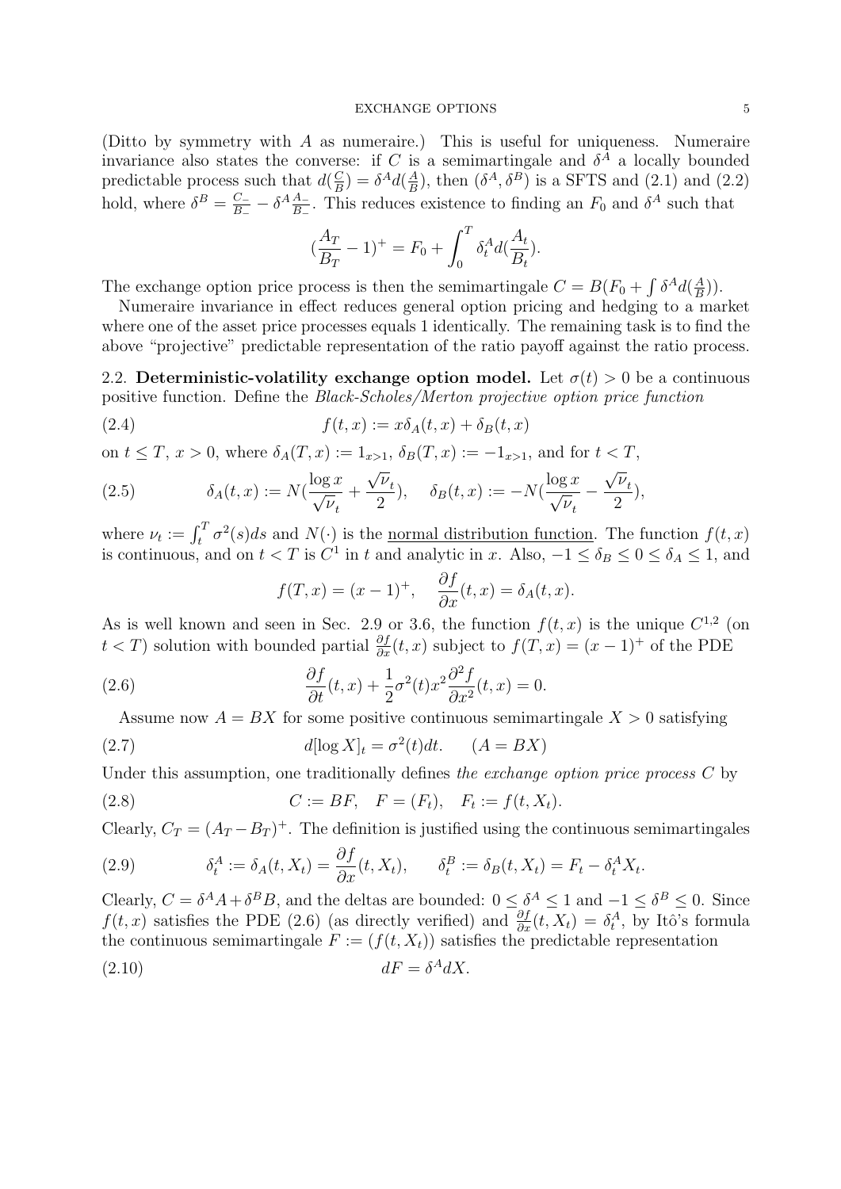(Ditto by symmetry with $A$ as numeraire.) This is useful for uniqueness. Numeraire invariance also states the converse: if $C$ is a semimartingale and $\delta^A$ a locally bounded predictable process such that $d(\frac{C}{B}) = \delta^A d(\frac{A}{B})$, then $(\delta^A, \delta^B)$ is a SFTS and (2.1) and (2.2) hold, where $\delta^B = \frac{C_-}{B_-} - \delta^A \frac{A_-}{B_-}$. This reduces existence to finding an $F_0$ and $\delta^A$ such that

$$(\frac{A_T}{B_T} - 1)^+ = F_0 + \int_0^T \delta_t^A d(\frac{A_t}{B_t}).$$

The exchange option price process is then the semimartingale $C = B(F_0 + \int \delta^A d(\frac{A}{B}))$.

Numeraire invariance in effect reduces general option pricing and hedging to a market where one of the asset price processes equals 1 identically. The remaining task is to find the above "projective" predictable representation of the ratio payoff against the ratio process.

2.2. **Deterministic-volatility exchange option model.** Let $\sigma(t) > 0$ be a continuous positive function. Define the *Black-Scholes/Merton projective option price function*

$$f(t,x) := x\delta_A(t,x) + \delta_B(t,x) \tag{2.4}$$

on $t \le T$, $x > 0$, where $\delta_A(T,x) := 1_{x>1}$, $\delta_B(T,x) := -1_{x>1}$, and for $t < T$,

$$\delta_A(t,x) := N(\frac{\log x}{\sqrt{\nu_t}} + \frac{\sqrt{\nu_t}}{2}), \quad \delta_B(t,x) := -N(\frac{\log x}{\sqrt{\nu_t}} - \frac{\sqrt{\nu_t}}{2}), \tag{2.5}$$

where $\nu_t := \int_t^T \sigma^2(s)ds$ and $N(\cdot)$ is the normal distribution function. The function $f(t,x)$ is continuous, and on $t < T$ is $C^1$ in $t$ and analytic in $x$. Also, $-1 \le \delta_B \le 0 \le \delta_A \le 1$, and

$$f(T,x) = (x-1)^+, \quad \frac{\partial f}{\partial x}(t,x) = \delta_A(t,x).$$

As is well known and seen in Sec. 2.9 or 3.6, the function $f(t,x)$ is the unique $C^{1,2}$ (on $t < T$) solution with bounded partial $\frac{\partial f}{\partial x}(t,x)$ subject to $f(T,x) = (x-1)^+$ of the PDE

$$\frac{\partial f}{\partial t}(t,x) + \frac{1}{2}\sigma^2(t)x^2\frac{\partial^2 f}{\partial x^2}(t,x) = 0. \tag{2.6}$$

Assume now $A = BX$ for some positive continuous semimartingale $X > 0$ satisfying

$$d[\log X]_t = \sigma^2(t)dt. \qquad (A = BX) \tag{2.7}$$

Under this assumption, one traditionally defines *the exchange option price process* $C$ by

$$C := BF, \quad F = (F_t), \quad F_t := f(t, X_t). \tag{2.8}$$

Clearly, $C_T = (A_T - B_T)^+$. The definition is justified using the continuous semimartingales

$$\delta_t^A := \delta_A(t, X_t) = \frac{\partial f}{\partial x}(t, X_t), \qquad \delta_t^B := \delta_B(t, X_t) = F_t - \delta_t^A X_t. \tag{2.9}$$

Clearly, $C = \delta^A A + \delta^B B$, and the deltas are bounded: $0 \le \delta^A \le 1$ and $-1 \le \delta^B \le 0$. Since $f(t,x)$ satisfies the PDE (2.6) (as directly verified) and $\frac{\partial f}{\partial x}(t, X_t) = \delta_t^A$, by Itô's formula the continuous semimartingale $F := (f(t, X_t))$ satisfies the predictable representation

$$dF = \delta^A dX. \tag{2.10}$$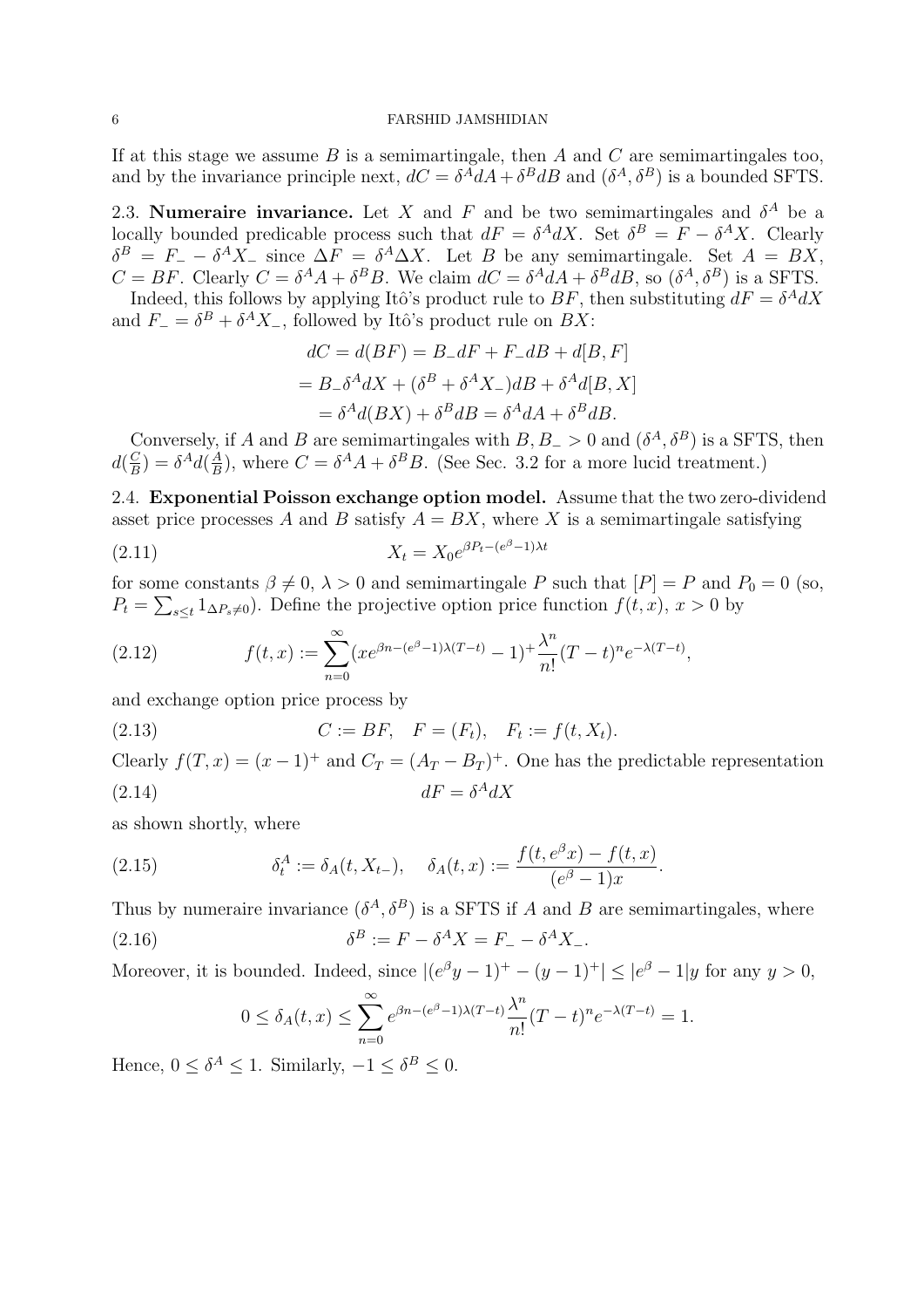If at this stage we assume $B$ is a semimartingale, then $A$ and $C$ are semimartingales too, and by the invariance principle next, $dC = \delta^A dA + \delta^B dB$ and $(\delta^A, \delta^B)$ is a bounded SFTS.

2.3. **Numeraire invariance.** Let $X$ and $F$ and be two semimartingales and $\delta^A$ be a locally bounded predicable process such that $dF = \delta^A dX$. Set $\delta^B = F - \delta^A X$. Clearly $\delta^B = F_- - \delta^A X_-$ since $\Delta F = \delta^A \Delta X$. Let $B$ be any semimartingale. Set $A = BX$, $C = BF$. Clearly $C = \delta^A A + \delta^B B$. We claim $dC = \delta^A dA + \delta^B dB$, so $(\delta^A, \delta^B)$ is a SFTS.

Indeed, this follows by applying Itô's product rule to $BF$, then substituting $dF = \delta^A dX$ and $F_- = \delta^B + \delta^A X_-$, followed by Itô's product rule on $BX$:

$$
\begin{aligned}
dC = d(BF) &= B_- dF + F_- dB + d[B, F] \\
&= B_- \delta^A dX + (\delta^B + \delta^A X_-) dB + \delta^A d[B, X] \\
&= \delta^A d(BX) + \delta^B dB = \delta^A dA + \delta^B dB.
\end{aligned}
$$

Conversely, if $A$ and $B$ are semimartingales with $B, B_- > 0$ and $(\delta^A, \delta^B)$ is a SFTS, then $d(\frac{C}{B}) = \delta^A d(\frac{A}{B})$, where $C = \delta^A A + \delta^B B$. (See Sec. 3.2 for a more lucid treatment.)

2.4. **Exponential Poisson exchange option model.** Assume that the two zero-dividend asset price processes $A$ and $B$ satisfy $A = BX$, where $X$ is a semimartingale satisfying

$$
X_t = X_0 e^{\beta P_t - (e^\beta - 1)\lambda t} \tag{2.11}
$$

for some constants $\beta \neq 0$, $\lambda > 0$ and semimartingale $P$ such that $[P] = P$ and $P_0 = 0$ (so, $P_t = \sum_{s \le t} 1_{\Delta P_s \neq 0}$). Define the projective option price function $f(t, x)$, $x > 0$ by

$$
f(t, x) := \sum_{n=0}^{\infty} (x e^{\beta n - (e^\beta - 1)\lambda (T-t)} - 1)^+ \frac{\lambda^n}{n!} (T-t)^n e^{-\lambda (T-t)}, \tag{2.12}
$$

and exchange option price process by

$$
C := BF, \quad F = (F_t), \quad F_t := f(t, X_t). \tag{2.13}
$$

Clearly $f(T, x) = (x-1)^+$ and $C_T = (A_T - B_T)^+$. One has the predictable representation

$$
dF = \delta^A dX \tag{2.14}
$$

as shown shortly, where

$$
\delta_t^A := \delta_A(t, X_{t-}), \quad \delta_A(t, x) := \frac{f(t, e^\beta x) - f(t, x)}{(e^\beta - 1)x}. \tag{2.15}
$$

Thus by numeraire invariance $(\delta^A, \delta^B)$ is a SFTS if $A$ and $B$ are semimartingales, where

$$
\delta^B := F - \delta^A X = F_- - \delta^A X_-. \tag{2.16}
$$

Moreover, it is bounded. Indeed, since $|(e^\beta y - 1)^+ - (y-1)^+| \le |e^\beta - 1| y$ for any $y > 0$,

$$
0 \le \delta_A(t, x) \le \sum_{n=0}^{\infty} e^{\beta n - (e^\beta - 1)\lambda(T-t)} \frac{\lambda^n}{n!} (T-t)^n e^{-\lambda(T-t)} = 1.
$$

Hence, $0 \le \delta^A \le 1$. Similarly, $-1 \le \delta^B \le 0$.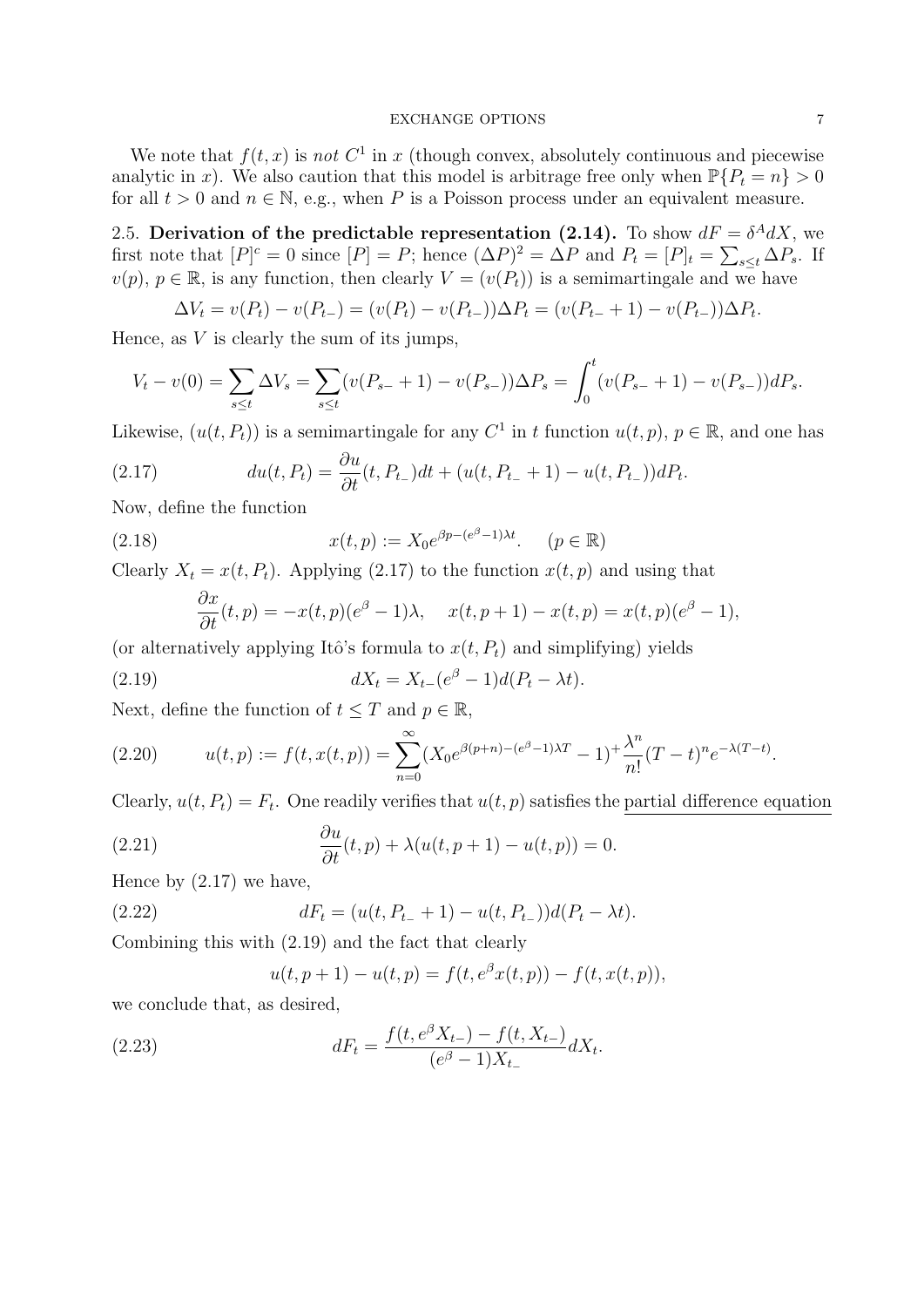We note that $f(t,x)$ is *not* $C^1$ in $x$ (though convex, absolutely continuous and piecewise analytic in $x$). We also caution that this model is arbitrage free only when $\mathbb{P}\{P_t = n\} > 0$ for all $t > 0$ and $n \in \mathbb{N}$, e.g., when $P$ is a Poisson process under an equivalent measure.

2.5. **Derivation of the predictable representation (2.14).** To show $dF = \delta^A dX$, we first note that $[P]^c = 0$ since $[P] = P$; hence $(\Delta P)^2 = \Delta P$ and $P_t = [P]_t = \sum_{s \le t} \Delta P_s$. If $v(p)$, $p \in \mathbb{R}$, is any function, then clearly $V = (v(P_t))$ is a semimartingale and we have

$$\Delta V_t = v(P_t) - v(P_{t-}) = (v(P_t) - v(P_{t-}))\Delta P_t = (v(P_{t-}+1) - v(P_{t-}))\Delta P_t.$$

Hence, as $V$ is clearly the sum of its jumps,

$$V_t - v(0) = \sum_{s \le t} \Delta V_s = \sum_{s \le t} (v(P_{s-}+1) - v(P_{s-}))\Delta P_s = \int_0^t (v(P_{s-}+1) - v(P_{s-}))dP_s.$$

Likewise, $(u(t,P_t))$ is a semimartingale for any $C^1$ in $t$ function $u(t,p)$, $p \in \mathbb{R}$, and one has

$$du(t,P_t) = \frac{\partial u}{\partial t}(t, P_{t_-})dt + (u(t, P_{t_-}+1) - u(t, P_{t_-}))dP_t. \tag{2.17}$$

Now, define the function

$$x(t,p) := X_0 e^{\beta p - (e^\beta - 1)\lambda t}. \quad (p \in \mathbb{R}) \tag{2.18}$$

Clearly $X_t = x(t, P_t)$. Applying (2.17) to the function $x(t,p)$ and using that

$$\frac{\partial x}{\partial t}(t,p) = -x(t,p)(e^\beta - 1)\lambda, \quad x(t,p+1) - x(t,p) = x(t,p)(e^\beta - 1),$$

(or alternatively applying Itô's formula to $x(t, P_t)$ and simplifying) yields

$$dX_t = X_{t-}(e^\beta - 1)d(P_t - \lambda t). \tag{2.19}$$

Next, define the function of $t \le T$ and $p \in \mathbb{R}$,

$$u(t,p) := f(t, x(t,p)) = \sum_{n=0}^{\infty} (X_0 e^{\beta(p+n) - (e^\beta - 1)\lambda T} - 1)^+ \frac{\lambda^n}{n!}(T-t)^n e^{-\lambda(T-t)}. \tag{2.20}$$

Clearly, $u(t, P_t) = F_t$. One readily verifies that $u(t,p)$ satisfies the <u>partial difference equation</u>

$$\frac{\partial u}{\partial t}(t,p) + \lambda(u(t,p+1) - u(t,p)) = 0. \tag{2.21}$$

Hence by (2.17) we have,

$$dF_t = (u(t, P_{t_-}+1) - u(t, P_{t_-}))d(P_t - \lambda t). \tag{2.22}$$

Combining this with (2.19) and the fact that clearly

$$u(t,p+1) - u(t,p) = f(t, e^\beta x(t,p)) - f(t, x(t,p)),$$

we conclude that, as desired,

$$dF_t = \frac{f(t, e^\beta X_{t-}) - f(t, X_{t-})}{(e^\beta - 1)X_{t_-}} dX_t. \tag{2.23}$$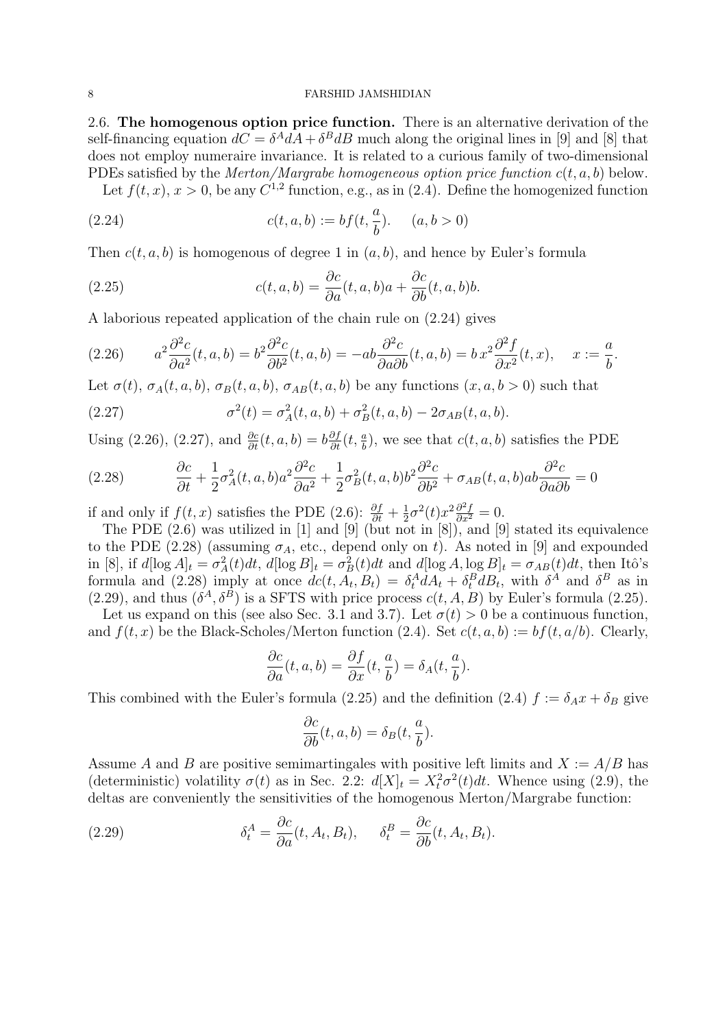2.6. **The homogenous option price function.** There is an alternative derivation of the self-financing equation $dC = \delta^A dA + \delta^B dB$ much along the original lines in [9] and [8] that does not employ numeraire invariance. It is related to a curious family of two-dimensional PDEs satisfied by the *Merton/Margrabe homogeneous option price function* $c(t,a,b)$ below.

Let $f(t,x)$, $x > 0$, be any $C^{1,2}$ function, e.g., as in (2.4). Define the homogenized function

$$c(t,a,b) := bf(t,\frac{a}{b}). \qquad (a,b>0) \tag{2.24}$$

Then $c(t,a,b)$ is homogenous of degree 1 in $(a,b)$, and hence by Euler's formula

$$c(t,a,b) = \frac{\partial c}{\partial a}(t,a,b)a + \frac{\partial c}{\partial b}(t,a,b)b. \tag{2.25}$$

A laborious repeated application of the chain rule on (2.24) gives

$$a^2\frac{\partial^2 c}{\partial a^2}(t,a,b) = b^2\frac{\partial^2 c}{\partial b^2}(t,a,b) = -ab\frac{\partial^2 c}{\partial a \partial b}(t,a,b) = b\,x^2\frac{\partial^2 f}{\partial x^2}(t,x), \quad x := \frac{a}{b}. \tag{2.26}$$

Let $\sigma(t)$, $\sigma_A(t,a,b)$, $\sigma_B(t,a,b)$, $\sigma_{AB}(t,a,b)$ be any functions $(x,a,b>0)$ such that

$$\sigma^2(t) = \sigma_A^2(t,a,b) + \sigma_B^2(t,a,b) - 2\sigma_{AB}(t,a,b). \tag{2.27}$$

Using (2.26), (2.27), and $\frac{\partial c}{\partial t}(t,a,b) = b\frac{\partial f}{\partial t}(t,\frac{a}{b})$, we see that $c(t,a,b)$ satisfies the PDE

$$\frac{\partial c}{\partial t} + \frac{1}{2}\sigma_A^2(t,a,b)a^2\frac{\partial^2 c}{\partial a^2} + \frac{1}{2}\sigma_B^2(t,a,b)b^2\frac{\partial^2 c}{\partial b^2} + \sigma_{AB}(t,a,b)ab\frac{\partial^2 c}{\partial a \partial b} = 0 \tag{2.28}$$

if and only if $f(t,x)$ satisfies the PDE (2.6): $\frac{\partial f}{\partial t} + \frac{1}{2}\sigma^2(t)x^2\frac{\partial^2 f}{\partial x^2} = 0$.

The PDE (2.6) was utilized in [1] and [9] (but not in [8]), and [9] stated its equivalence to the PDE (2.28) (assuming $\sigma_A$, etc., depend only on $t$). As noted in [9] and expounded in [8], if $d[\log A]_t = \sigma_A^2(t)dt$, $d[\log B]_t = \sigma_B^2(t)dt$ and $d[\log A, \log B]_t = \sigma_{AB}(t)dt$, then Itô's formula and (2.28) imply at once $dc(t,A_t,B_t) = \delta_t^A dA_t + \delta_t^B dB_t$, with $\delta^A$ and $\delta^B$ as in (2.29), and thus $(\delta^A, \delta^B)$ is a SFTS with price process $c(t,A,B)$ by Euler's formula (2.25).

Let us expand on this (see also Sec. 3.1 and 3.7). Let $\sigma(t) > 0$ be a continuous function, and $f(t,x)$ be the Black-Scholes/Merton function (2.4). Set $c(t,a,b) := bf(t,a/b)$. Clearly,

$$\frac{\partial c}{\partial a}(t,a,b) = \frac{\partial f}{\partial x}(t,\frac{a}{b}) = \delta_A(t,\frac{a}{b}).$$

This combined with the Euler's formula (2.25) and the definition (2.4) $f := \delta_A x + \delta_B$ give

$$\frac{\partial c}{\partial b}(t,a,b) = \delta_B(t,\frac{a}{b}).$$

Assume $A$ and $B$ are positive semimartingales with positive left limits and $X := A/B$ has (deterministic) volatility $\sigma(t)$ as in Sec. 2.2: $d[X]_t = X_t^2\sigma^2(t)dt$. Whence using (2.9), the deltas are conveniently the sensitivities of the homogenous Merton/Margrabe function:

$$\delta_t^A = \frac{\partial c}{\partial a}(t,A_t,B_t), \qquad \delta_t^B = \frac{\partial c}{\partial b}(t,A_t,B_t). \tag{2.29}$$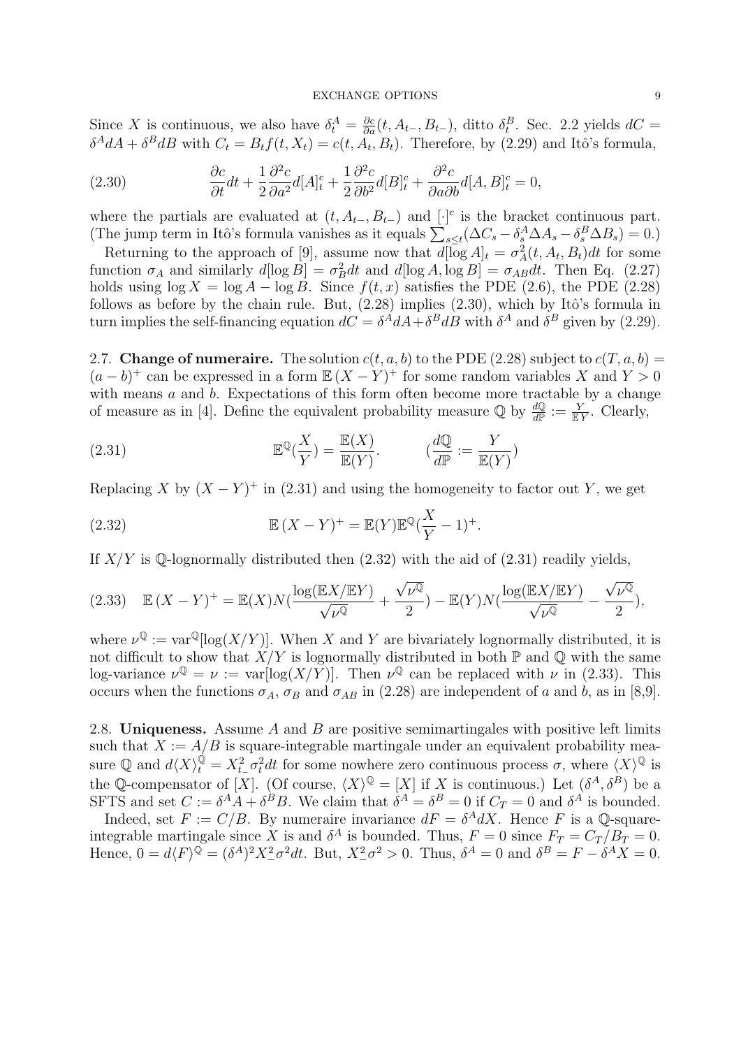Since $X$ is continuous, we also have $\delta^A_t = \frac{\partial c}{\partial a}(t, A_{t-}, B_{t-})$, ditto $\delta^B_t$. Sec. 2.2 yields $dC = \delta^A dA + \delta^B dB$ with $C_t = B_t f(t, X_t) = c(t, A_t, B_t)$. Therefore, by (2.29) and Itô's formula,

$$\frac{\partial c}{\partial t}dt + \frac{1}{2}\frac{\partial^2 c}{\partial a^2}d[A]^c_t + \frac{1}{2}\frac{\partial^2 c}{\partial b^2}d[B]^c_t + \frac{\partial^2 c}{\partial a \partial b}d[A, B]^c_t = 0, \tag{2.30}$$

where the partials are evaluated at $(t, A_{t-}, B_{t-})$ and $[\cdot]^c$ is the bracket continuous part. (The jump term in Itô's formula vanishes as it equals $\sum_{s \le t}(\Delta C_s - \delta^A_s \Delta A_s - \delta^B_s \Delta B_s) = 0$.)

Returning to the approach of [9], assume now that $d[\log A]_t = \sigma^2_A(t, A_t, B_t)dt$ for some function $\sigma_A$ and similarly $d[\log B] = \sigma^2_B dt$ and $d[\log A, \log B] = \sigma_{AB}dt$. Then Eq. (2.27) holds using $\log X = \log A - \log B$. Since $f(t, x)$ satisfies the PDE (2.6), the PDE (2.28) follows as before by the chain rule. But, (2.28) implies (2.30), which by Itô's formula in turn implies the self-financing equation $dC = \delta^A dA + \delta^B dB$ with $\delta^A$ and $\delta^B$ given by (2.29).

2.7. **Change of numeraire.** The solution $c(t, a, b)$ to the PDE (2.28) subject to $c(T, a, b) = (a - b)^+$ can be expressed in a form $\mathbb{E}(X - Y)^+$ for some random variables $X$ and $Y > 0$ with means $a$ and $b$. Expectations of this form often become more tractable by a change of measure as in [4]. Define the equivalent probability measure $\mathbb{Q}$ by $\frac{d\mathbb{Q}}{d\mathbb{P}} := \frac{Y}{\mathbb{E}Y}$. Clearly,

$$\mathbb{E}^{\mathbb{Q}}(\frac{X}{Y}) = \frac{\mathbb{E}(X)}{\mathbb{E}(Y)}. \qquad (\frac{d\mathbb{Q}}{d\mathbb{P}} := \frac{Y}{\mathbb{E}(Y)}) \tag{2.31}$$

Replacing $X$ by $(X - Y)^+$ in (2.31) and using the homogeneity to factor out $Y$, we get

$$\mathbb{E}(X - Y)^+ = \mathbb{E}(Y)\mathbb{E}^{\mathbb{Q}}(\frac{X}{Y} - 1)^+. \tag{2.32}$$

If $X/Y$ is $\mathbb{Q}$-lognormally distributed then (2.32) with the aid of (2.31) readily yields,

$$\mathbb{E}(X - Y)^+ = \mathbb{E}(X)N(\frac{\log(\mathbb{E}X/\mathbb{E}Y)}{\sqrt{\nu^{\mathbb{Q}}}} + \frac{\sqrt{\nu^{\mathbb{Q}}}}{2}) - \mathbb{E}(Y)N(\frac{\log(\mathbb{E}X/\mathbb{E}Y)}{\sqrt{\nu^{\mathbb{Q}}}} - \frac{\sqrt{\nu^{\mathbb{Q}}}}{2}), \tag{2.33}$$

where $\nu^{\mathbb{Q}} := \mathrm{var}^{\mathbb{Q}}[\log(X/Y)]$. When $X$ and $Y$ are bivariately lognormally distributed, it is not difficult to show that $X/Y$ is lognormally distributed in both $\mathbb{P}$ and $\mathbb{Q}$ with the same log-variance $\nu^{\mathbb{Q}} = \nu := \mathrm{var}[\log(X/Y)]$. Then $\nu^{\mathbb{Q}}$ can be replaced with $\nu$ in (2.33). This occurs when the functions $\sigma_A$, $\sigma_B$ and $\sigma_{AB}$ in (2.28) are independent of $a$ and $b$, as in [8,9].

2.8. **Uniqueness.** Assume $A$ and $B$ are positive semimartingales with positive left limits such that $X := A/B$ is square-integrable martingale under an equivalent probability measure $\mathbb{Q}$ and $d\langle X\rangle^{\mathbb{Q}}_t = X^2_{t-}\sigma^2_t dt$ for some nowhere zero continuous process $\sigma$, where $\langle X\rangle^{\mathbb{Q}}$ is the $\mathbb{Q}$-compensator of $[X]$. (Of course, $\langle X\rangle^{\mathbb{Q}} = [X]$ if $X$ is continuous.) Let $(\delta^A, \delta^B)$ be a SFTS and set $C := \delta^A A + \delta^B B$. We claim that $\delta^A = \delta^B = 0$ if $C_T = 0$ and $\delta^A$ is bounded.

Indeed, set $F := C/B$. By numeraire invariance $dF = \delta^A dX$. Hence $F$ is a $\mathbb{Q}$-square-integrable martingale since $X$ is and $\delta^A$ is bounded. Thus, $F = 0$ since $F_T = C_T/B_T = 0$. Hence, $0 = d\langle F\rangle^{\mathbb{Q}} = (\delta^A)^2 X^2_- \sigma^2 dt$. But, $X^2_-\sigma^2 > 0$. Thus, $\delta^A = 0$ and $\delta^B = F - \delta^A X = 0$.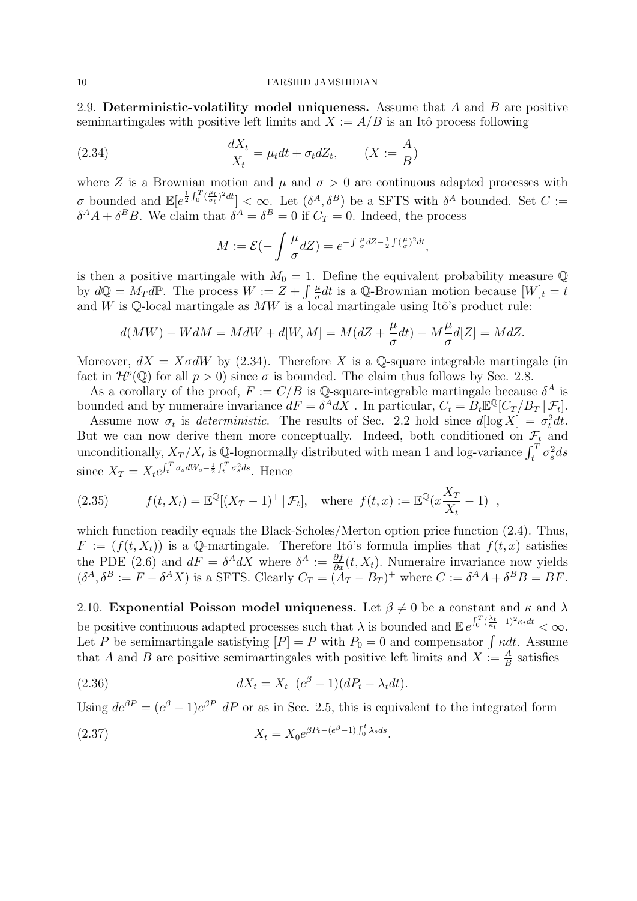2.9. **Deterministic-volatility model uniqueness.** Assume that $A$ and $B$ are positive semimartingales with positive left limits and $X := A/B$ is an Itô process following

$$\frac{dX_t}{X_t} = \mu_t dt + \sigma_t dZ_t, \qquad (X := \frac{A}{B}) \tag{2.34}$$

where $Z$ is a Brownian motion and $\mu$ and $\sigma > 0$ are continuous adapted processes with $\sigma$ bounded and $\mathbb{E}[e^{\frac{1}{2}\int_0^T (\frac{\mu_t}{\sigma_t})^2 dt}] < \infty$. Let $(\delta^A, \delta^B)$ be a SFTS with $\delta^A$ bounded. Set $C := \delta^A A + \delta^B B$. We claim that $\delta^A = \delta^B = 0$ if $C_T = 0$. Indeed, the process

$$M := \mathcal{E}(-\int \frac{\mu}{\sigma} dZ) = e^{-\int \frac{\mu}{\sigma} dZ - \frac{1}{2}\int (\frac{\mu}{\sigma})^2 dt},$$

is then a positive martingale with $M_0 = 1$. Define the equivalent probability measure $\mathbb{Q}$ by $d\mathbb{Q} = M_T d\mathbb{P}$. The process $W := Z + \int \frac{\mu}{\sigma} dt$ is a $\mathbb{Q}$-Brownian motion because $[W]_t = t$ and $W$ is $\mathbb{Q}$-local martingale as $MW$ is a local martingale using Itô's product rule:

$$d(MW) - W dM = M dW + d[W, M] = M(dZ + \frac{\mu}{\sigma} dt) - M\frac{\mu}{\sigma} d[Z] = M dZ.$$

Moreover, $dX = X\sigma dW$ by (2.34). Therefore $X$ is a $\mathbb{Q}$-square integrable martingale (in fact in $\mathcal{H}^p(\mathbb{Q})$ for all $p > 0$) since $\sigma$ is bounded. The claim thus follows by Sec. 2.8.

As a corollary of the proof, $F := C/B$ is $\mathbb{Q}$-square-integrable martingale because $\delta^A$ is bounded and by numeraire invariance $dF = \delta^A dX$ . In particular, $C_t = B_t \mathbb{E}^{\mathbb{Q}}[C_T/B_T \,|\, \mathcal{F}_t]$.

Assume now $\sigma_t$ is *deterministic*. The results of Sec. 2.2 hold since $d[\log X] = \sigma_t^2 dt$. But we can now derive them more conceptually. Indeed, both conditioned on $\mathcal{F}_t$ and unconditionally, $X_T/X_t$ is $\mathbb{Q}$-lognormally distributed with mean 1 and log-variance $\int_t^T \sigma_s^2 ds$ since $X_T = X_t e^{\int_t^T \sigma_s dW_s - \frac{1}{2}\int_t^T \sigma_s^2 ds}$. Hence

$$f(t, X_t) = \mathbb{E}^{\mathbb{Q}}[(X_T - 1)^+ \,|\, \mathcal{F}_t], \quad \text{where } f(t, x) := \mathbb{E}^{\mathbb{Q}}(x\frac{X_T}{X_t} - 1)^+, \tag{2.35}$$

which function readily equals the Black-Scholes/Merton option price function (2.4). Thus, $F := (f(t, X_t))$ is a $\mathbb{Q}$-martingale. Therefore Itô's formula implies that $f(t, x)$ satisfies the PDE (2.6) and $dF = \delta^A dX$ where $\delta^A := \frac{\partial f}{\partial x}(t, X_t)$. Numeraire invariance now yields $(\delta^A, \delta^B := F - \delta^A X)$ is a SFTS. Clearly $C_T = (A_T - B_T)^+$ where $C := \delta^A A + \delta^B B = BF$.

2.10. **Exponential Poisson model uniqueness.** Let $\beta \neq 0$ be a constant and $\kappa$ and $\lambda$ be positive continuous adapted processes such that $\lambda$ is bounded and $\mathbb{E}\, e^{\int_0^T (\frac{\lambda_t}{\kappa_t} - 1)^2 \kappa_t dt} < \infty$. Let $P$ be semimartingale satisfying $[P] = P$ with $P_0 = 0$ and compensator $\int \kappa dt$. Assume that $A$ and $B$ are positive semimartingales with positive left limits and $X := \frac{A}{B}$ satisfies

$$dX_t = X_{t-}(e^\beta - 1)(dP_t - \lambda_t dt). \tag{2.36}$$

Using $de^{\beta P} = (e^\beta - 1)e^{\beta P_-} dP$ or as in Sec. 2.5, this is equivalent to the integrated form

$$X_t = X_0 e^{\beta P_t - (e^\beta - 1)\int_0^t \lambda_s ds}. \tag{2.37}$$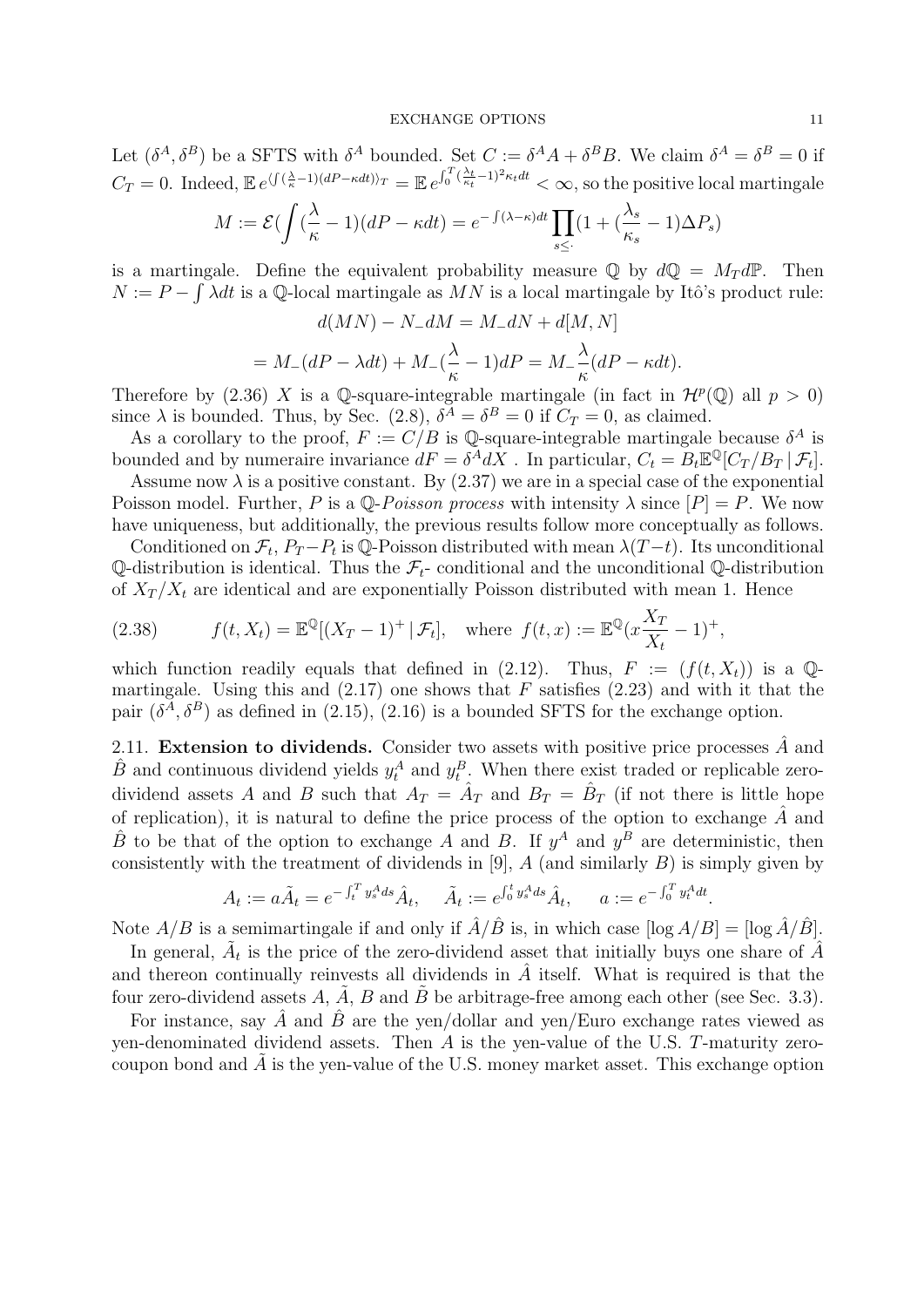Let $(\delta^A, \delta^B)$ be a SFTS with $\delta^A$ bounded. Set $C := \delta^A A + \delta^B B$. We claim $\delta^A = \delta^B = 0$ if $C_T = 0$. Indeed, $\mathbb{E}\, e^{\langle \int (\frac{\lambda}{\kappa}-1)(dP-\kappa dt)\rangle_T} = \mathbb{E}\, e^{\int_0^T (\frac{\lambda_t}{\kappa_t}-1)^2 \kappa_t dt} < \infty$, so the positive local martingale

$$M := \mathcal{E}(\int (\frac{\lambda}{\kappa}-1)(dP-\kappa dt) = e^{-\int(\lambda-\kappa)dt} \prod_{s\leq \cdot} (1 + (\frac{\lambda_s}{\kappa_s}-1)\Delta P_s)$$

is a martingale. Define the equivalent probability measure $\mathbb{Q}$ by $d\mathbb{Q} = M_T d\mathbb{P}$. Then $N := P - \int \lambda dt$ is a $\mathbb{Q}$-local martingale as $MN$ is a local martingale by Itô's product rule:

$$d(MN) - N_- dM = M_- dN + d[M,N]$$

$$= M_-(dP - \lambda dt) + M_-(\frac{\lambda}{\kappa}-1)dP = M_- \frac{\lambda}{\kappa}(dP - \kappa dt).$$

Therefore by (2.36) $X$ is a $\mathbb{Q}$-square-integrable martingale (in fact in $\mathcal{H}^p(\mathbb{Q})$ all $p > 0$) since $\lambda$ is bounded. Thus, by Sec. (2.8), $\delta^A = \delta^B = 0$ if $C_T = 0$, as claimed.

As a corollary to the proof, $F := C/B$ is $\mathbb{Q}$-square-integrable martingale because $\delta^A$ is bounded and by numeraire invariance $dF = \delta^A dX$ . In particular, $C_t = B_t \mathbb{E}^{\mathbb{Q}}[C_T/B_T \,|\, \mathcal{F}_t]$.

Assume now $\lambda$ is a positive constant. By (2.37) we are in a special case of the exponential Poisson model. Further, $P$ is a $\mathbb{Q}$-*Poisson process* with intensity $\lambda$ since $[P] = P$. We now have uniqueness, but additionally, the previous results follow more conceptually as follows.

Conditioned on $\mathcal{F}_t$, $P_T - P_t$ is $\mathbb{Q}$-Poisson distributed with mean $\lambda(T-t)$. Its unconditional $\mathbb{Q}$-distribution is identical. Thus the $\mathcal{F}_t$- conditional and the unconditional $\mathbb{Q}$-distribution of $X_T/X_t$ are identical and are exponentially Poisson distributed with mean 1. Hence

$$f(t, X_t) = \mathbb{E}^{\mathbb{Q}}[(X_T - 1)^+ \,|\, \mathcal{F}_t], \quad \text{where } f(t,x) := \mathbb{E}^{\mathbb{Q}}(x\frac{X_T}{X_t} - 1)^+, \tag{2.38}$$

which function readily equals that defined in (2.12). Thus, $F := (f(t, X_t))$ is a $\mathbb{Q}$-martingale. Using this and (2.17) one shows that $F$ satisfies (2.23) and with it that the pair $(\delta^A, \delta^B)$ as defined in (2.15), (2.16) is a bounded SFTS for the exchange option.

## 2.11. Extension to dividends.

Consider two assets with positive price processes $\hat{A}$ and $\hat{B}$ and continuous dividend yields $y^A_t$ and $y^B_t$. When there exist traded or replicable zero-dividend assets $A$ and $B$ such that $A_T = \hat{A}_T$ and $B_T = \hat{B}_T$ (if not there is little hope of replication), it is natural to define the price process of the option to exchange $\hat{A}$ and $\hat{B}$ to be that of the option to exchange $A$ and $B$. If $y^A$ and $y^B$ are deterministic, then consistently with the treatment of dividends in [9], $A$ (and similarly $B$) is simply given by

$$A_t := a\tilde{A}_t = e^{-\int_t^T y^A_s ds} \hat{A}_t, \quad \tilde{A}_t := e^{\int_0^t y^A_s ds} \hat{A}_t, \quad a := e^{-\int_0^T y^A_t dt}.$$

Note $A/B$ is a semimartingale if and only if $\hat{A}/\hat{B}$ is, in which case $[\log A/B] = [\log \hat{A}/\hat{B}]$.

In general, $\tilde{A}_t$ is the price of the zero-dividend asset that initially buys one share of $\hat{A}$ and thereon continually reinvests all dividends in $\hat{A}$ itself. What is required is that the four zero-dividend assets $A$, $\tilde{A}$, $B$ and $\tilde{B}$ be arbitrage-free among each other (see Sec. 3.3).

For instance, say $\hat{A}$ and $\hat{B}$ are the yen/dollar and yen/Euro exchange rates viewed as yen-denominated dividend assets. Then $A$ is the yen-value of the U.S. $T$-maturity zero-coupon bond and $\tilde{A}$ is the yen-value of the U.S. money market asset. This exchange option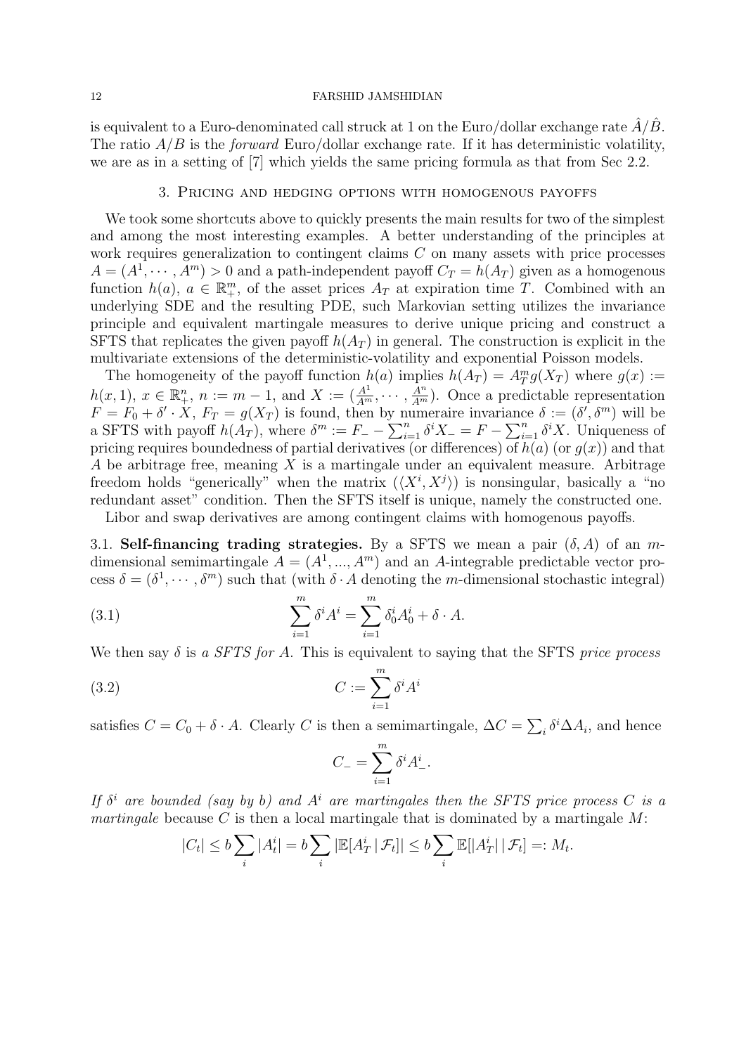is equivalent to a Euro-denominated call struck at 1 on the Euro/dollar exchange rate $\hat{A}/\hat{B}$. The ratio $A/B$ is the *forward* Euro/dollar exchange rate. If it has deterministic volatility, we are as in a setting of [7] which yields the same pricing formula as that from Sec 2.2.

## 3. Pricing and hedging options with homogenous payoffs

We took some shortcuts above to quickly presents the main results for two of the simplest and among the most interesting examples. A better understanding of the principles at work requires generalization to contingent claims $C$ on many assets with price processes $A = (A^1, \cdots, A^m) > 0$ and a path-independent payoff $C_T = h(A_T)$ given as a homogenous function $h(a)$, $a \in \mathbb{R}^m_+$, of the asset prices $A_T$ at expiration time $T$. Combined with an underlying SDE and the resulting PDE, such Markovian setting utilizes the invariance principle and equivalent martingale measures to derive unique pricing and construct a SFTS that replicates the given payoff $h(A_T)$ in general. The construction is explicit in the multivariate extensions of the deterministic-volatility and exponential Poisson models.

The homogeneity of the payoff function $h(a)$ implies $h(A_T) = A^m_T g(X_T)$ where $g(x) := h(x, 1)$, $x \in \mathbb{R}^n_+$, $n := m - 1$, and $X := (\frac{A^1}{A^m}, \cdots, \frac{A^n}{A^m})$. Once a predictable representation $F = F_0 + \delta' \cdot X$, $F_T = g(X_T)$ is found, then by numeraire invariance $\delta := (\delta', \delta^m)$ will be a SFTS with payoff $h(A_T)$, where $\delta^m := F_- - \sum_{i=1}^n \delta^i X_- = F - \sum_{i=1}^n \delta^i X$. Uniqueness of pricing requires boundedness of partial derivatives (or differences) of $h(a)$ (or $g(x)$) and that $A$ be arbitrage free, meaning $X$ is a martingale under an equivalent measure. Arbitrage freedom holds "generically" when the matrix $(\langle X^i, X^j \rangle)$ is nonsingular, basically a "no redundant asset" condition. Then the SFTS itself is unique, namely the constructed one.

Libor and swap derivatives are among contingent claims with homogenous payoffs.

**3.1. Self-financing trading strategies.** By a SFTS we mean a pair $(\delta, A)$ of an $m$-dimensional semimartingale $A = (A^1, ..., A^m)$ and an $A$-integrable predictable vector process $\delta = (\delta^1, \cdots, \delta^m)$ such that (with $\delta \cdot A$ denoting the $m$-dimensional stochastic integral)

$$\sum_{i=1}^m \delta^i A^i = \sum_{i=1}^m \delta^i_0 A^i_0 + \delta \cdot A. \tag{3.1}$$

We then say $\delta$ is *a SFTS for A*. This is equivalent to saying that the SFTS *price process*

$$C := \sum_{i=1}^m \delta^i A^i \tag{3.2}$$

satisfies $C = C_0 + \delta \cdot A$. Clearly $C$ is then a semimartingale, $\Delta C = \sum_i \delta^i \Delta A_i$, and hence

$$C_- = \sum_{i=1}^m \delta^i A^i_-.$$

*If $\delta^i$ are bounded (say by b) and $A^i$ are martingales then the SFTS price process C is a martingale* because $C$ is then a local martingale that is dominated by a martingale $M$:

$$|C_t| \le b \sum_i |A^i_t| = b \sum_i |\mathbb{E}[A^i_T \,|\, \mathcal{F}_t]| \le b \sum_i \mathbb{E}[|A^i_T| \,|\, \mathcal{F}_t] =: M_t.$$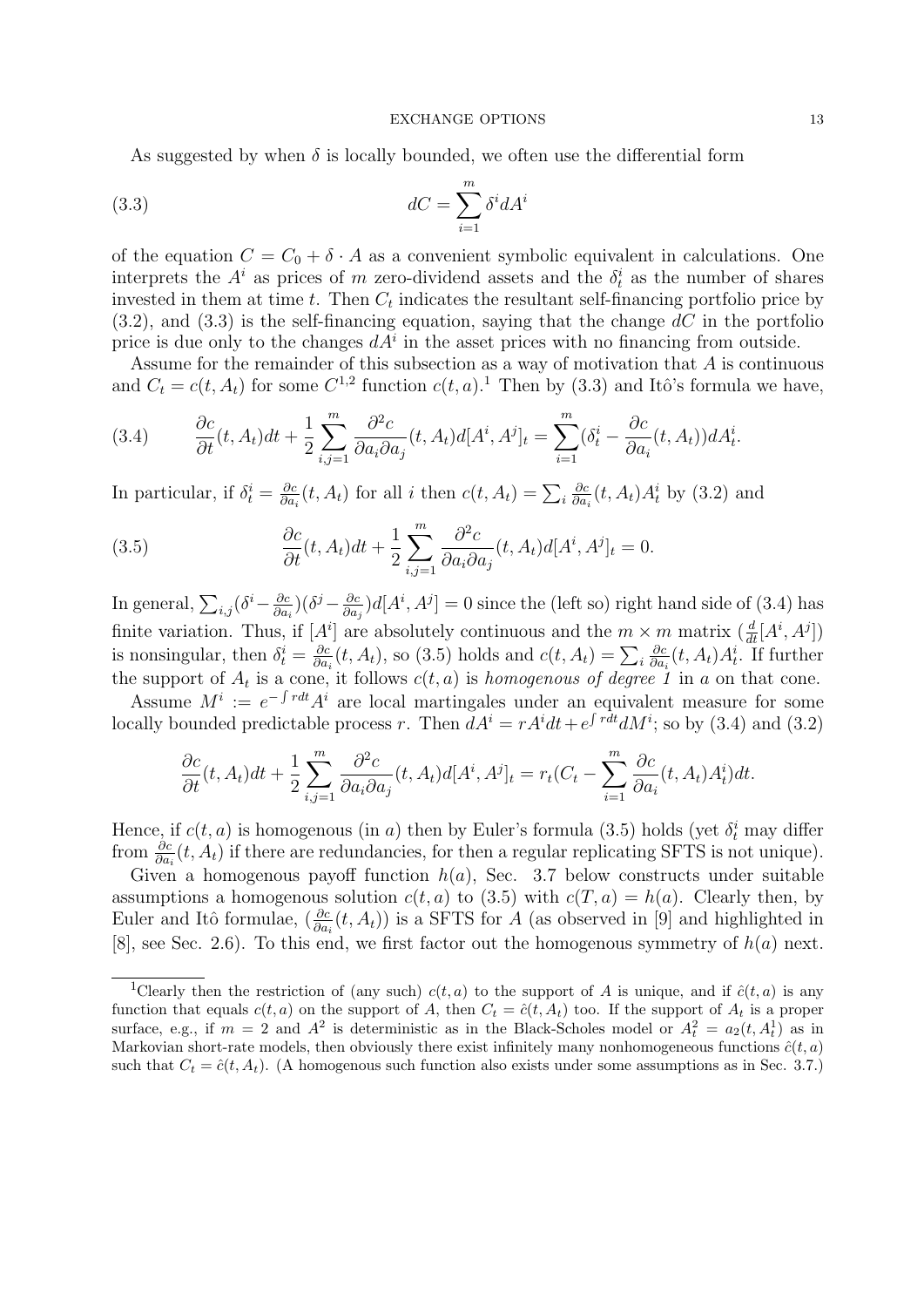As suggested by when $\delta$ is locally bounded, we often use the differential form

$$dC = \sum_{i=1}^{m} \delta^i dA^i \tag{3.3}$$

of the equation $C = C_0 + \delta \cdot A$ as a convenient symbolic equivalent in calculations. One interprets the $A^i$ as prices of $m$ zero-dividend assets and the $\delta_t^i$ as the number of shares invested in them at time $t$. Then $C_t$ indicates the resultant self-financing portfolio price by (3.2), and (3.3) is the self-financing equation, saying that the change $dC$ in the portfolio price is due only to the changes $dA^i$ in the asset prices with no financing from outside.

Assume for the remainder of this subsection as a way of motivation that $A$ is continuous and $C_t = c(t, A_t)$ for some $C^{1,2}$ function $c(t, a)$.[1] Then by (3.3) and Itô's formula we have,

$$\frac{\partial c}{\partial t}(t, A_t)dt + \frac{1}{2}\sum_{i,j=1}^{m} \frac{\partial^2 c}{\partial a_i \partial a_j}(t, A_t)d[A^i, A^j]_t = \sum_{i=1}^{m}(\delta_t^i - \frac{\partial c}{\partial a_i}(t, A_t))dA_t^i. \tag{3.4}$$

In particular, if $\delta_t^i = \frac{\partial c}{\partial a_i}(t, A_t)$ for all $i$ then $c(t, A_t) = \sum_i \frac{\partial c}{\partial a_i}(t, A_t)A_t^i$ by (3.2) and

$$\frac{\partial c}{\partial t}(t, A_t)dt + \frac{1}{2}\sum_{i,j=1}^{m} \frac{\partial^2 c}{\partial a_i \partial a_j}(t, A_t)d[A^i, A^j]_t = 0. \tag{3.5}$$

In general, $\sum_{i,j}(\delta^i - \frac{\partial c}{\partial a_i})(\delta^j - \frac{\partial c}{\partial a_j})d[A^i, A^j] = 0$ since the (left so) right hand side of (3.4) has finite variation. Thus, if $[A^i]$ are absolutely continuous and the $m \times m$ matrix $(\frac{d}{dt}[A^i, A^j])$ is nonsingular, then $\delta_t^i = \frac{\partial c}{\partial a_i}(t, A_t)$, so (3.5) holds and $c(t, A_t) = \sum_i \frac{\partial c}{\partial a_i}(t, A_t)A_t^i$. If further the support of $A_t$ is a cone, it follows $c(t, a)$ is *homogenous of degree 1* in $a$ on that cone.

Assume $M^i := e^{-\int r dt}A^i$ are local martingales under an equivalent measure for some locally bounded predictable process $r$. Then $dA^i = rA^i dt + e^{\int r dt}dM^i$; so by (3.4) and (3.2)

$$\frac{\partial c}{\partial t}(t, A_t)dt + \frac{1}{2}\sum_{i,j=1}^{m} \frac{\partial^2 c}{\partial a_i \partial a_j}(t, A_t)d[A^i, A^j]_t = r_t(C_t - \sum_{i=1}^{m} \frac{\partial c}{\partial a_i}(t, A_t)A_t^i)dt.$$

Hence, if $c(t, a)$ is homogenous (in $a$) then by Euler's formula (3.5) holds (yet $\delta_t^i$ may differ from $\frac{\partial c}{\partial a_i}(t, A_t)$ if there are redundancies, for then a regular replicating SFTS is not unique).

Given a homogenous payoff function $h(a)$, Sec. 3.7 below constructs under suitable assumptions a homogenous solution $c(t, a)$ to (3.5) with $c(T, a) = h(a)$. Clearly then, by Euler and Itô formulae, $(\frac{\partial c}{\partial a_i}(t, A_t))$ is a SFTS for $A$ (as observed in [9] and highlighted in [8], see Sec. 2.6). To this end, we first factor out the homogenous symmetry of $h(a)$ next.

---

[1] Clearly then the restriction of (any such) $c(t, a)$ to the support of $A$ is unique, and if $\hat{c}(t, a)$ is any function that equals $c(t, a)$ on the support of $A$, then $C_t = \hat{c}(t, A_t)$ too. If the support of $A_t$ is a proper surface, e.g., if $m = 2$ and $A^2$ is deterministic as in the Black-Scholes model or $A_t^2 = a_2(t, A_t^1)$ as in Markovian short-rate models, then obviously there exist infinitely many nonhomogeneous functions $\hat{c}(t, a)$ such that $C_t = \hat{c}(t, A_t)$. (A homogenous such function also exists under some assumptions as in Sec. 3.7.)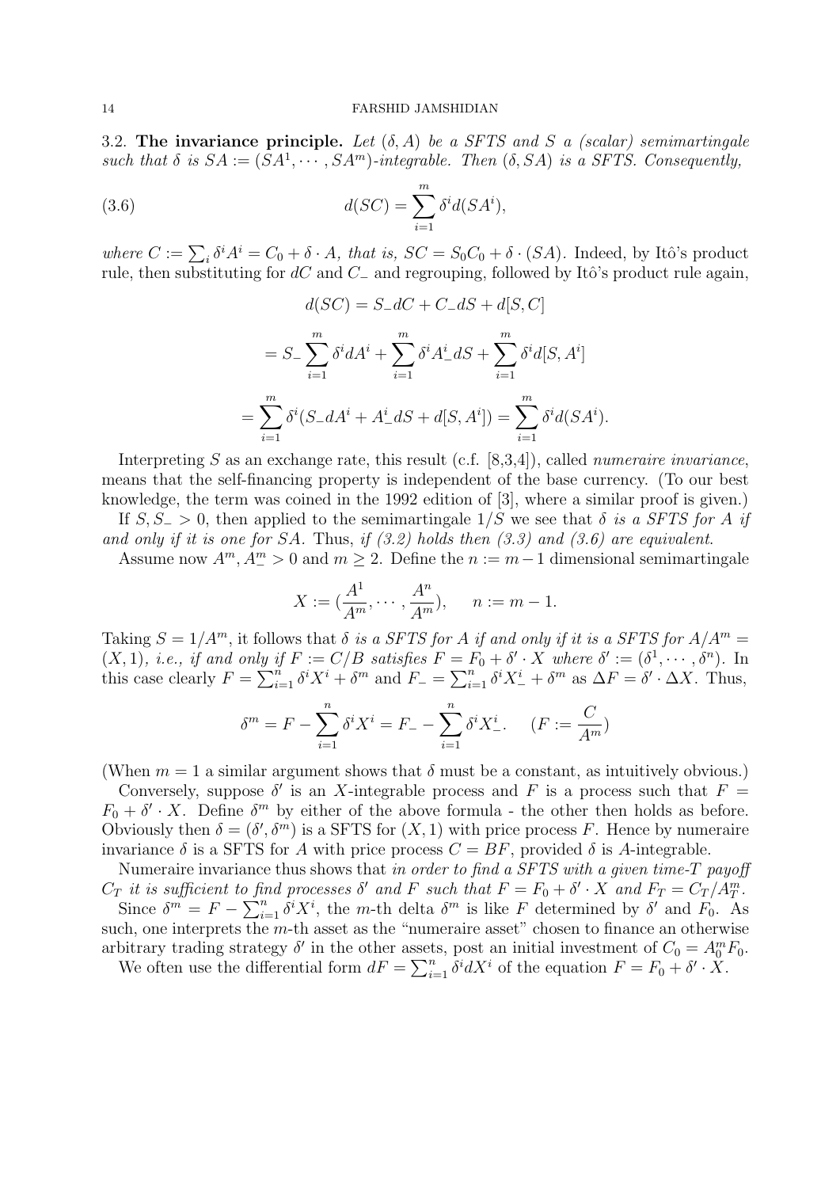3.2. **The invariance principle.** *Let $(\delta, A)$ be a SFTS and $S$ a (scalar) semimartingale such that $\delta$ is $SA := (SA^1, \cdots, SA^m)$-integrable. Then $(\delta, SA)$ is a SFTS. Consequently,*

$$d(SC) = \sum_{i=1}^{m} \delta^i d(SA^i), \tag{3.6}$$

*where $C := \sum_i \delta^i A^i = C_0 + \delta \cdot A$, that is, $SC = S_0 C_0 + \delta \cdot (SA)$.* Indeed, by Itô's product rule, then substituting for $dC$ and $C_-$ and regrouping, followed by Itô's product rule again,

$$d(SC) = S_- dC + C_- dS + d[S, C]$$

$$= S_- \sum_{i=1}^{m} \delta^i dA^i + \sum_{i=1}^{m} \delta^i A^i_- dS + \sum_{i=1}^{m} \delta^i d[S, A^i]$$

$$= \sum_{i=1}^{m} \delta^i (S_- dA^i + A^i_- dS + d[S, A^i]) = \sum_{i=1}^{m} \delta^i d(SA^i).$$

Interpreting $S$ as an exchange rate, this result (c.f. [8,3,4]), called *numeraire invariance*, means that the self-financing property is independent of the base currency. (To our best knowledge, the term was coined in the 1992 edition of [3], where a similar proof is given.)

If $S, S_- > 0$, then applied to the semimartingale $1/S$ we see that *$\delta$ is a SFTS for $A$ if and only if it is one for $SA$.* Thus, *if (3.2) holds then (3.3) and (3.6) are equivalent.*

Assume now $A^m, A^m_- > 0$ and $m \geq 2$. Define the $n := m-1$ dimensional semimartingale

$$X := \left(\frac{A^1}{A^m}, \cdots, \frac{A^n}{A^m}\right), \qquad n := m - 1.$$

Taking $S = 1/A^m$, it follows that *$\delta$ is a SFTS for $A$ if and only if it is a SFTS for $A/A^m = (X, 1)$, i.e., if and only if $F := C/B$ satisfies $F = F_0 + \delta' \cdot X$ where $\delta' := (\delta^1, \cdots, \delta^n)$.* In this case clearly $F = \sum_{i=1}^{n} \delta^i X^i + \delta^m$ and $F_- = \sum_{i=1}^{n} \delta^i X^i_- + \delta^m$ as $\Delta F = \delta' \cdot \Delta X$. Thus,

$$\delta^m = F - \sum_{i=1}^{n} \delta^i X^i = F_- - \sum_{i=1}^{n} \delta^i X^i_-. \qquad (F := \frac{C}{A^m})$$

(When $m = 1$ a similar argument shows that $\delta$ must be a constant, as intuitively obvious.)

Conversely, suppose $\delta'$ is an $X$-integrable process and $F$ is a process such that $F = F_0 + \delta' \cdot X$. Define $\delta^m$ by either of the above formula - the other then holds as before. Obviously then $\delta = (\delta', \delta^m)$ is a SFTS for $(X, 1)$ with price process $F$. Hence by numeraire invariance $\delta$ is a SFTS for $A$ with price process $C = BF$, provided $\delta$ is $A$-integrable.

Numeraire invariance thus shows that *in order to find a SFTS with a given time-$T$ payoff $C_T$ it is sufficient to find processes $\delta'$ and $F$ such that $F = F_0 + \delta' \cdot X$ and $F_T = C_T / A^m_T$.*

Since $\delta^m = F - \sum_{i=1}^{n} \delta^i X^i$, the $m$-th delta $\delta^m$ is like $F$ determined by $\delta'$ and $F_0$. As such, one interprets the $m$-th asset as the "numeraire asset" chosen to finance an otherwise arbitrary trading strategy $\delta'$ in the other assets, post an initial investment of $C_0 = A^m_0 F_0$.

We often use the differential form $dF = \sum_{i=1}^{n} \delta^i dX^i$ of the equation $F = F_0 + \delta' \cdot X$.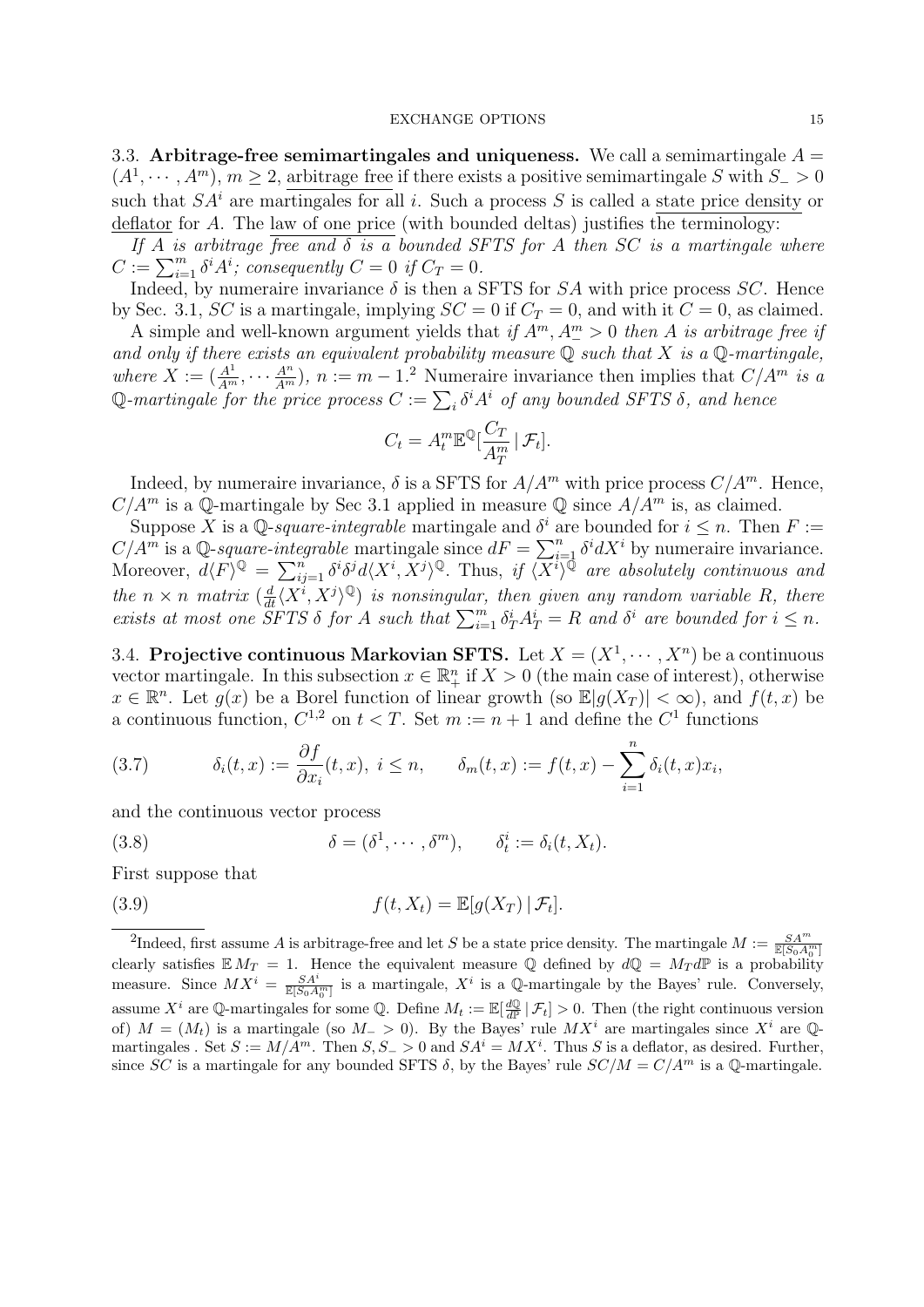3.3. **Arbitrage-free semimartingales and uniqueness.** We call a semimartingale $A = (A^1, \cdots, A^m)$, $m \geq 2$, arbitrage free if there exists a positive semimartingale $S$ with $S_- > 0$ such that $SA^i$ are martingales for all $i$. Such a process $S$ is called a state price density or deflator for $A$. The law of one price (with bounded deltas) justifies the terminology:

*If $A$ is arbitrage free and $\delta$ is a bounded SFTS for $A$ then $SC$ is a martingale where $C := \sum_{i=1}^m \delta^i A^i$; consequently $C = 0$ if $C_T = 0$.*

Indeed, by numeraire invariance $\delta$ is then a SFTS for $SA$ with price process $SC$. Hence by Sec. 3.1, $SC$ is a martingale, implying $SC = 0$ if $C_T = 0$, and with it $C = 0$, as claimed.

A simple and well-known argument yields that *if $A^m, A^m_- > 0$ then $A$ is arbitrage free if and only if there exists an equivalent probability measure $\mathbb{Q}$ such that $X$ is a $\mathbb{Q}$-martingale, where $X := (\frac{A^1}{A^m}, \cdots \frac{A^n}{A^m})$, $n := m - 1$.*[2] Numeraire invariance then implies that *$C/A^m$ is a $\mathbb{Q}$-martingale for the price process $C := \sum_i \delta^i A^i$ of any bounded SFTS $\delta$, and hence*

$$C_t = A^m_t \mathbb{E}^{\mathbb{Q}}[\frac{C_T}{A^m_T} \,|\, \mathcal{F}_t].$$

Indeed, by numeraire invariance, $\delta$ is a SFTS for $A/A^m$ with price process $C/A^m$. Hence, $C/A^m$ is a $\mathbb{Q}$-martingale by Sec 3.1 applied in measure $\mathbb{Q}$ since $A/A^m$ is, as claimed.

Suppose $X$ is a $\mathbb{Q}$-*square-integrable* martingale and $\delta^i$ are bounded for $i \leq n$. Then $F := C/A^m$ is a $\mathbb{Q}$-*square-integrable* martingale since $dF = \sum_{i=1}^n \delta^i dX^i$ by numeraire invariance. Moreover, $d\langle F \rangle^{\mathbb{Q}} = \sum_{ij=1}^n \delta^i \delta^j d\langle X^i, X^j \rangle^{\mathbb{Q}}$. Thus, *if $\langle X^i \rangle^{\mathbb{Q}}$ are absolutely continuous and the $n \times n$ matrix $(\frac{d}{dt}\langle X^i, X^j \rangle^{\mathbb{Q}})$ is nonsingular, then given any random variable $R$, there exists at most one SFTS $\delta$ for $A$ such that $\sum_{i=1}^m \delta^i_T A^i_T = R$ and $\delta^i$ are bounded for $i \leq n$.*

3.4. **Projective continuous Markovian SFTS.** Let $X = (X^1, \cdots, X^n)$ be a continuous vector martingale. In this subsection $x \in \mathbb{R}^n_+$ if $X > 0$ (the main case of interest), otherwise $x \in \mathbb{R}^n$. Let $g(x)$ be a Borel function of linear growth (so $\mathbb{E}|g(X_T)| < \infty$), and $f(t, x)$ be a continuous function, $C^{1,2}$ on $t < T$. Set $m := n + 1$ and define the $C^1$ functions

$$\delta_i(t, x) := \frac{\partial f}{\partial x_i}(t, x), \; i \leq n, \qquad \delta_m(t, x) := f(t, x) - \sum_{i=1}^n \delta_i(t, x) x_i, \tag{3.7}$$

and the continuous vector process

$$\delta = (\delta^1, \cdots, \delta^m), \qquad \delta^i_t := \delta_i(t, X_t). \tag{3.8}$$

First suppose that

$$f(t, X_t) = \mathbb{E}[g(X_T) \,|\, \mathcal{F}_t]. \tag{3.9}$$

[2]Indeed, first assume $A$ is arbitrage-free and let $S$ be a state price density. The martingale $M := \frac{SA^m}{\mathbb{E}[S_0 A^m_0]}$ clearly satisfies $\mathbb{E}\, M_T = 1$. Hence the equivalent measure $\mathbb{Q}$ defined by $d\mathbb{Q} = M_T d\mathbb{P}$ is a probability measure. Since $MX^i = \frac{SA^i}{\mathbb{E}[S_0 A^m_0]}$ is a martingale, $X^i$ is a $\mathbb{Q}$-martingale by the Bayes' rule. Conversely, assume $X^i$ are $\mathbb{Q}$-martingales for some $\mathbb{Q}$. Define $M_t := \mathbb{E}[\frac{d\mathbb{Q}}{d\mathbb{P}} \,|\, \mathcal{F}_t] > 0$. Then (the right continuous version of) $M = (M_t)$ is a martingale (so $M_- > 0$). By the Bayes' rule $MX^i$ are martingales since $X^i$ are $\mathbb{Q}$-martingales . Set $S := M/A^m$. Then $S, S_- > 0$ and $SA^i = MX^i$. Thus $S$ is a deflator, as desired. Further, since $SC$ is a martingale for any bounded SFTS $\delta$, by the Bayes' rule $SC/M = C/A^m$ is a $\mathbb{Q}$-martingale.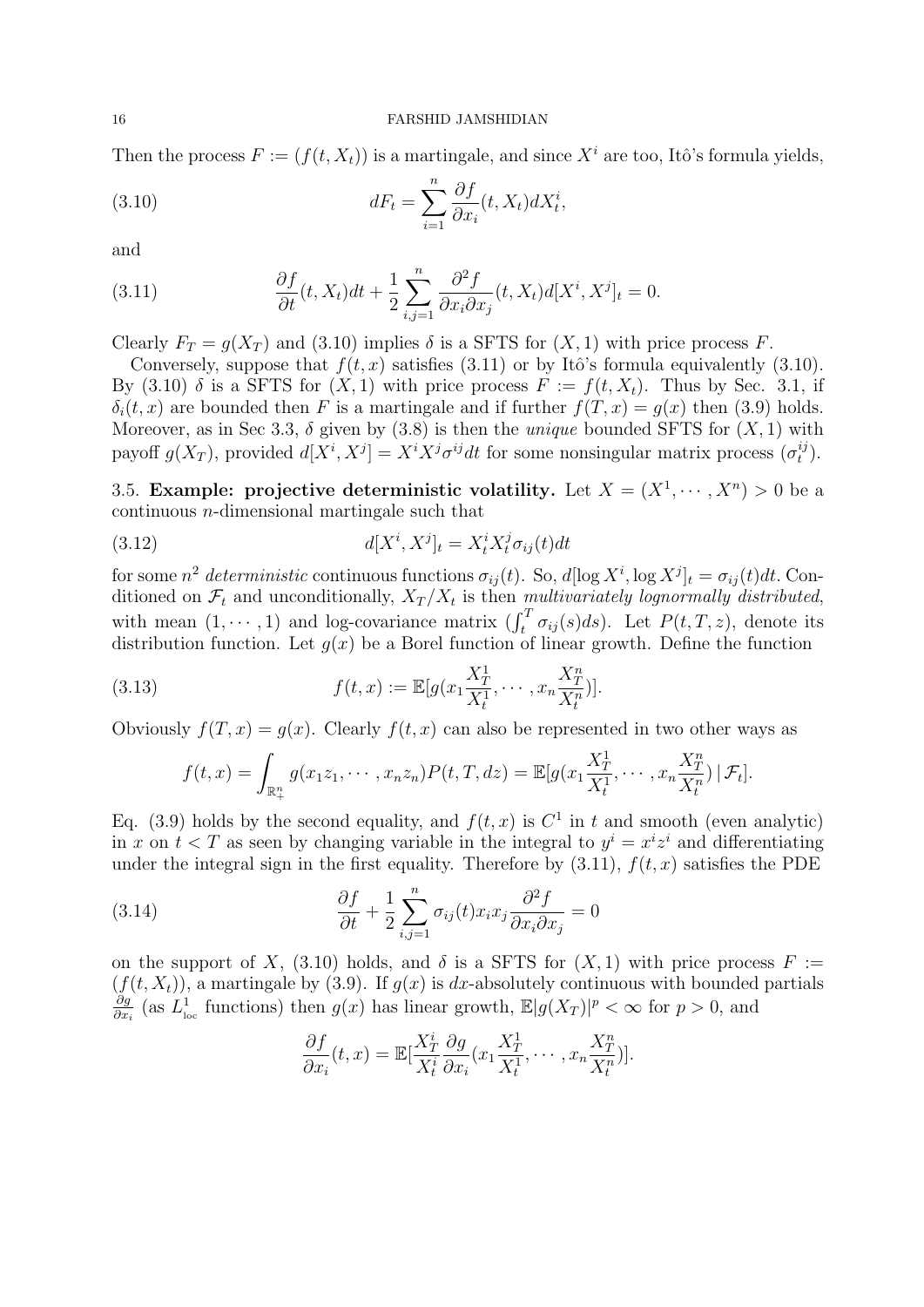Then the process $F := (f(t, X_t))$ is a martingale, and since $X^i$ are too, Itô's formula yields,

$$dF_t = \sum_{i=1}^{n} \frac{\partial f}{\partial x_i}(t, X_t) dX_t^i, \tag{3.10}$$

and

$$\frac{\partial f}{\partial t}(t, X_t)dt + \frac{1}{2}\sum_{i,j=1}^{n} \frac{\partial^2 f}{\partial x_i \partial x_j}(t, X_t) d[X^i, X^j]_t = 0. \tag{3.11}$$

Clearly $F_T = g(X_T)$ and (3.10) implies $\delta$ is a SFTS for $(X, 1)$ with price process $F$.

Conversely, suppose that $f(t, x)$ satisfies (3.11) or by Itô's formula equivalently (3.10). By (3.10) $\delta$ is a SFTS for $(X, 1)$ with price process $F := f(t, X_t)$. Thus by Sec. 3.1, if $\delta_i(t, x)$ are bounded then $F$ is a martingale and if further $f(T, x) = g(x)$ then (3.9) holds. Moreover, as in Sec 3.3, $\delta$ given by (3.8) is then the *unique* bounded SFTS for $(X, 1)$ with payoff $g(X_T)$, provided $d[X^i, X^j] = X^i X^j \sigma^{ij} dt$ for some nonsingular matrix process $(\sigma_t^{ij})$.

3.5. **Example: projective deterministic volatility.** Let $X = (X^1, \cdots, X^n) > 0$ be a continuous $n$-dimensional martingale such that

$$d[X^i, X^j]_t = X_t^i X_t^j \sigma_{ij}(t) dt \tag{3.12}$$

for some $n^2$ *deterministic* continuous functions $\sigma_{ij}(t)$. So, $d[\log X^i, \log X^j]_t = \sigma_{ij}(t)dt$. Conditioned on $\mathcal{F}_t$ and unconditionally, $X_T/X_t$ is then *multivariately lognormally distributed*, with mean $(1, \cdots, 1)$ and log-covariance matrix $(\int_t^T \sigma_{ij}(s)ds)$. Let $P(t, T, z)$, denote its distribution function. Let $g(x)$ be a Borel function of linear growth. Define the function

$$f(t, x) := \mathbb{E}[g(x_1 \frac{X_T^1}{X_t^1}, \cdots, x_n \frac{X_T^n}{X_t^n})]. \tag{3.13}$$

Obviously $f(T, x) = g(x)$. Clearly $f(t, x)$ can also be represented in two other ways as

$$f(t, x) = \int_{\mathbb{R}_+^n} g(x_1 z_1, \cdots, x_n z_n) P(t, T, dz) = \mathbb{E}[g(x_1 \frac{X_T^1}{X_t^1}, \cdots, x_n \frac{X_T^n}{X_t^n}) \,|\, \mathcal{F}_t].$$

Eq. (3.9) holds by the second equality, and $f(t, x)$ is $C^1$ in $t$ and smooth (even analytic) in $x$ on $t < T$ as seen by changing variable in the integral to $y^i = x^i z^i$ and differentiating under the integral sign in the first equality. Therefore by (3.11), $f(t, x)$ satisfies the PDE

$$\frac{\partial f}{\partial t} + \frac{1}{2}\sum_{i,j=1}^{n} \sigma_{ij}(t) x_i x_j \frac{\partial^2 f}{\partial x_i \partial x_j} = 0 \tag{3.14}$$

on the support of $X$, (3.10) holds, and $\delta$ is a SFTS for $(X, 1)$ with price process $F := (f(t, X_t))$, a martingale by (3.9). If $g(x)$ is $dx$-absolutely continuous with bounded partials $\frac{\partial g}{\partial x_i}$ (as $L^1_{\text{loc}}$ functions) then $g(x)$ has linear growth, $\mathbb{E}|g(X_T)|^p < \infty$ for $p > 0$, and

$$\frac{\partial f}{\partial x_i}(t, x) = \mathbb{E}[\frac{X_T^i}{X_t^i} \frac{\partial g}{\partial x_i}(x_1 \frac{X_T^1}{X_t^1}, \cdots, x_n \frac{X_T^n}{X_t^n})].$$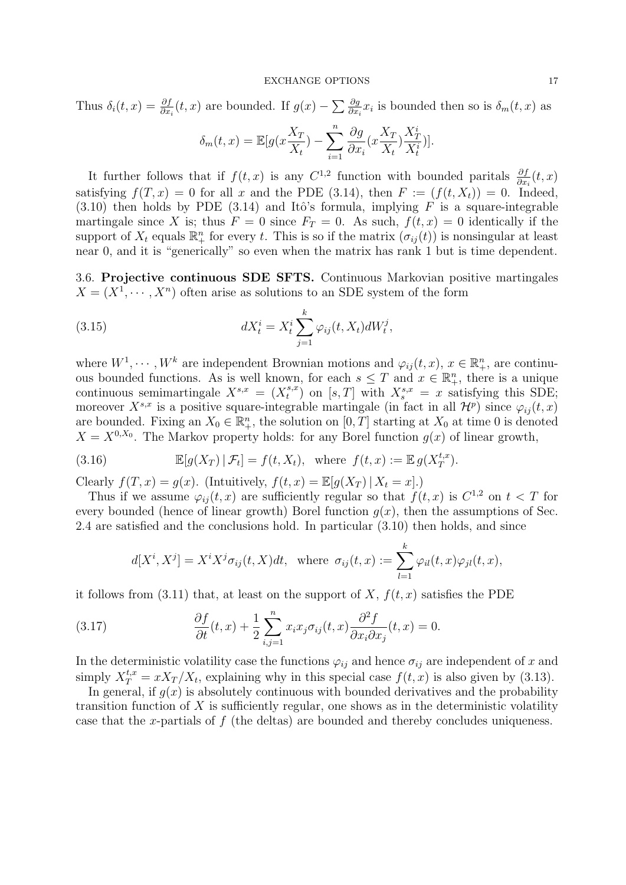Thus $\delta_i(t,x) = \frac{\partial f}{\partial x_i}(t,x)$ are bounded. If $g(x) - \sum \frac{\partial g}{\partial x_i} x_i$ is bounded then so is $\delta_m(t,x)$ as

$$\delta_m(t,x) = \mathbb{E}[g(x\frac{X_T}{X_t}) - \sum_{i=1}^n \frac{\partial g}{\partial x_i}(x\frac{X_T}{X_t})\frac{X_T^i}{X_t^i})].$$

It further follows that if $f(t,x)$ is any $C^{1,2}$ function with bounded paritals $\frac{\partial f}{\partial x_i}(t,x)$ satisfying $f(T,x) = 0$ for all $x$ and the PDE (3.14), then $F := (f(t,X_t)) = 0$. Indeed, (3.10) then holds by PDE (3.14) and Itô's formula, implying $F$ is a square-integrable martingale since $X$ is; thus $F = 0$ since $F_T = 0$. As such, $f(t,x) = 0$ identically if the support of $X_t$ equals $\mathbb{R}_+^n$ for every $t$. This is so if the matrix $(\sigma_{ij}(t))$ is nonsingular at least near 0, and it is "generically" so even when the matrix has rank 1 but is time dependent.

### 3.6. Projective continuous SDE SFTS.

Continuous Markovian positive martingales $X = (X^1, \cdots, X^n)$ often arise as solutions to an SDE system of the form

$$dX_t^i = X_t^i \sum_{j=1}^k \varphi_{ij}(t, X_t) dW_t^j, \tag{3.15}$$

where $W^1, \cdots, W^k$ are independent Brownian motions and $\varphi_{ij}(t,x)$, $x \in \mathbb{R}_+^n$, are continuous bounded functions. As is well known, for each $s \le T$ and $x \in \mathbb{R}_+^n$, there is a unique continuous semimartingale $X^{s,x} = (X_t^{s,x})$ on $[s,T]$ with $X_s^{s,x} = x$ satisfying this SDE; moreover $X^{s,x}$ is a positive square-integrable martingale (in fact in all $\mathcal{H}^p$) since $\varphi_{ij}(t,x)$ are bounded. Fixing an $X_0 \in \mathbb{R}_+^n$, the solution on $[0,T]$ starting at $X_0$ at time 0 is denoted $X = X^{0,X_0}$. The Markov property holds: for any Borel function $g(x)$ of linear growth,

$$\mathbb{E}[g(X_T) \,|\, \mathcal{F}_t] = f(t, X_t), \quad \text{where } f(t,x) := \mathbb{E}\, g(X_T^{t,x}). \tag{3.16}$$

Clearly $f(T,x) = g(x)$. (Intuitively, $f(t,x) = \mathbb{E}[g(X_T) \,|\, X_t = x]$.)

Thus if we assume $\varphi_{ij}(t,x)$ are sufficiently regular so that $f(t,x)$ is $C^{1,2}$ on $t < T$ for every bounded (hence of linear growth) Borel function $g(x)$, then the assumptions of Sec. 2.4 are satisfied and the conclusions hold. In particular (3.10) then holds, and since

$$d[X^i, X^j] = X^i X^j \sigma_{ij}(t,X)dt, \quad \text{where } \sigma_{ij}(t,x) := \sum_{l=1}^k \varphi_{il}(t,x)\varphi_{jl}(t,x),$$

it follows from (3.11) that, at least on the support of $X$, $f(t,x)$ satisfies the PDE

$$\frac{\partial f}{\partial t}(t,x) + \frac{1}{2}\sum_{i,j=1}^n x_i x_j \sigma_{ij}(t,x) \frac{\partial^2 f}{\partial x_i \partial x_j}(t,x) = 0. \tag{3.17}$$

In the deterministic volatility case the functions $\varphi_{ij}$ and hence $\sigma_{ij}$ are independent of $x$ and simply $X_T^{t,x} = xX_T/X_t$, explaining why in this special case $f(t,x)$ is also given by (3.13).

In general, if $g(x)$ is absolutely continuous with bounded derivatives and the probability transition function of $X$ is sufficiently regular, one shows as in the deterministic volatility case that the $x$-partials of $f$ (the deltas) are bounded and thereby concludes uniqueness.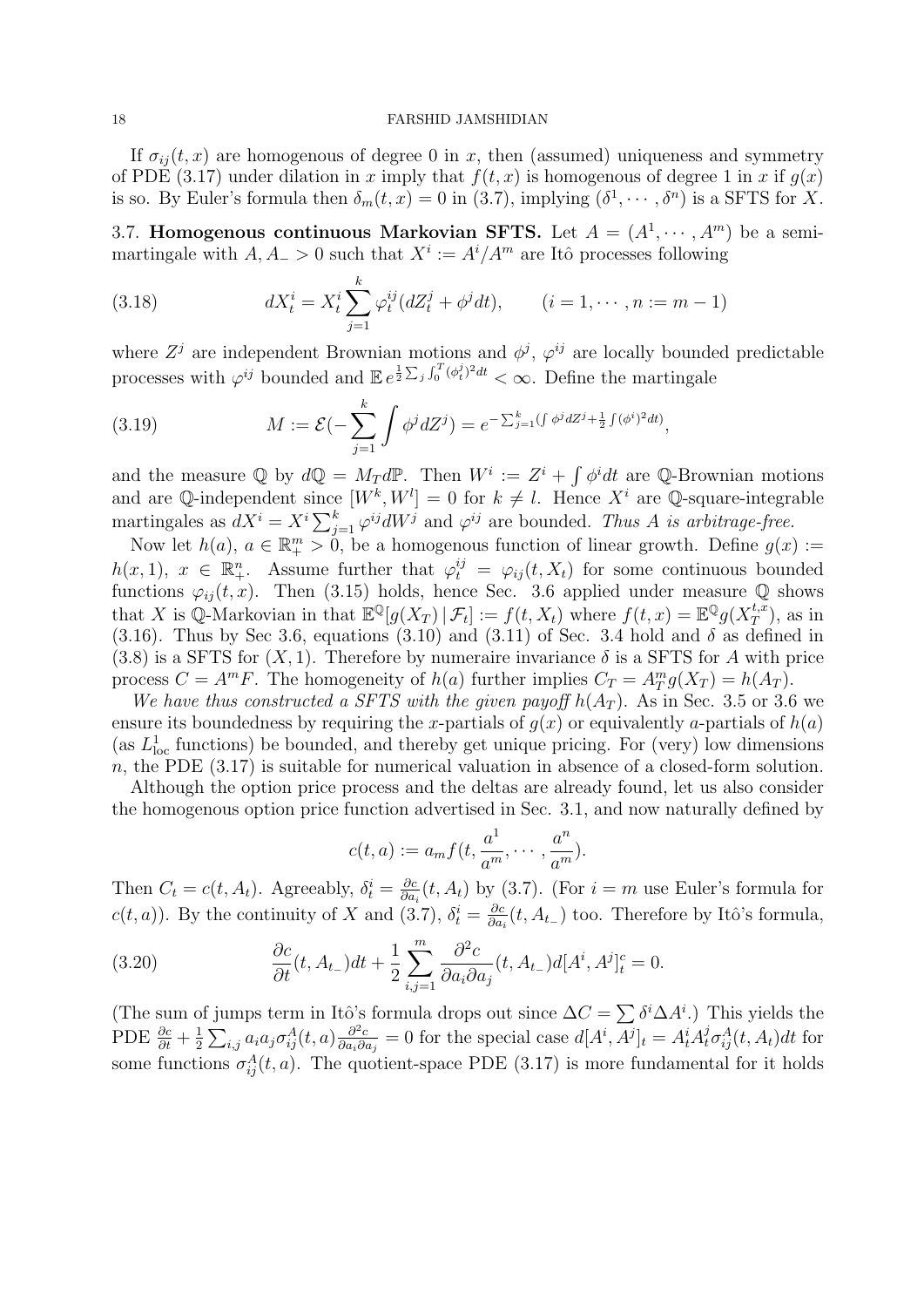If $\sigma_{ij}(t,x)$ are homogenous of degree 0 in $x$, then (assumed) uniqueness and symmetry of PDE (3.17) under dilation in $x$ imply that $f(t,x)$ is homogenous of degree 1 in $x$ if $g(x)$ is so. By Euler's formula then $\delta_m(t,x) = 0$ in (3.7), implying $(\delta^1, \cdots, \delta^n)$ is a SFTS for $X$.

### 3.7. Homogenous continuous Markovian SFTS.

Let $A = (A^1, \cdots, A^m)$ be a semimartingale with $A, A_- > 0$ such that $X^i := A^i/A^m$ are Itô processes following

$$dX^i_t = X^i_t \sum_{j=1}^{k} \varphi^{ij}_t (dZ^j_t + \phi^j dt), \qquad (i = 1, \cdots, n := m-1) \tag{3.18}$$

where $Z^j$ are independent Brownian motions and $\phi^j$, $\varphi^{ij}$ are locally bounded predictable processes with $\varphi^{ij}$ bounded and $\mathbb{E}\, e^{\frac{1}{2}\sum_j \int_0^T (\phi^j_t)^2 dt} < \infty$. Define the martingale

$$M := \mathcal{E}(-\sum_{j=1}^{k} \int \phi^j dZ^j) = e^{-\sum_{j=1}^{k}(\int \phi^j dZ^j + \frac{1}{2}\int (\phi^i)^2 dt)}, \tag{3.19}$$

and the measure $\mathbb{Q}$ by $d\mathbb{Q} = M_T d\mathbb{P}$. Then $W^i := Z^i + \int \phi^i dt$ are $\mathbb{Q}$-Brownian motions and are $\mathbb{Q}$-independent since $[W^k, W^l] = 0$ for $k \neq l$. Hence $X^i$ are $\mathbb{Q}$-square-integrable martingales as $dX^i = X^i \sum_{j=1}^{k} \varphi^{ij} dW^j$ and $\varphi^{ij}$ are bounded. *Thus $A$ is arbitrage-free.*

Now let $h(a)$, $a \in \mathbb{R}^m_+ > 0$, be a homogenous function of linear growth. Define $g(x) := h(x,1)$, $x \in \mathbb{R}^n_+$. Assume further that $\varphi^{ij}_t = \varphi_{ij}(t, X_t)$ for some continuous bounded functions $\varphi_{ij}(t,x)$. Then (3.15) holds, hence Sec. 3.6 applied under measure $\mathbb{Q}$ shows that $X$ is $\mathbb{Q}$-Markovian in that $\mathbb{E}^{\mathbb{Q}}[g(X_T)\,|\,\mathcal{F}_t] := f(t, X_t)$ where $f(t,x) = \mathbb{E}^{\mathbb{Q}} g(X^{t,x}_T)$, as in (3.16). Thus by Sec 3.6, equations (3.10) and (3.11) of Sec. 3.4 hold and $\delta$ as defined in (3.8) is a SFTS for $(X, 1)$. Therefore by numeraire invariance $\delta$ is a SFTS for $A$ with price process $C = A^m F$. The homogeneity of $h(a)$ further implies $C_T = A^m_T g(X_T) = h(A_T)$.

*We have thus constructed a SFTS with the given payoff $h(A_T)$.* As in Sec. 3.5 or 3.6 we ensure its boundedness by requiring the $x$-partials of $g(x)$ or equivalently $a$-partials of $h(a)$ (as $L^1_{\text{loc}}$ functions) be bounded, and thereby get unique pricing. For (very) low dimensions $n$, the PDE (3.17) is suitable for numerical valuation in absence of a closed-form solution.

Although the option price process and the deltas are already found, let us also consider the homogenous option price function advertised in Sec. 3.1, and now naturally defined by

$$c(t,a) := a_m f(t, \frac{a^1}{a^m}, \cdots, \frac{a^n}{a^m}).$$

Then $C_t = c(t, A_t)$. Agreeably, $\delta^i_t = \frac{\partial c}{\partial a_i}(t, A_t)$ by (3.7). (For $i = m$ use Euler's formula for $c(t,a)$). By the continuity of $X$ and (3.7), $\delta^i_t = \frac{\partial c}{\partial a_i}(t, A_{t_-})$ too. Therefore by Itô's formula,

$$\frac{\partial c}{\partial t}(t, A_{t_-})dt + \frac{1}{2}\sum_{i,j=1}^{m} \frac{\partial^2 c}{\partial a_i \partial a_j}(t, A_{t_-}) d[A^i, A^j]^c_t = 0. \tag{3.20}$$

(The sum of jumps term in Itô's formula drops out since $\Delta C = \sum \delta^i \Delta A^i$.) This yields the PDE $\frac{\partial c}{\partial t} + \frac{1}{2}\sum_{i,j} a_i a_j \sigma^A_{ij}(t,a) \frac{\partial^2 c}{\partial a_i \partial a_j} = 0$ for the special case $d[A^i, A^j]_t = A^i_t A^j_t \sigma^A_{ij}(t, A_t)dt$ for some functions $\sigma^A_{ij}(t,a)$. The quotient-space PDE (3.17) is more fundamental for it holds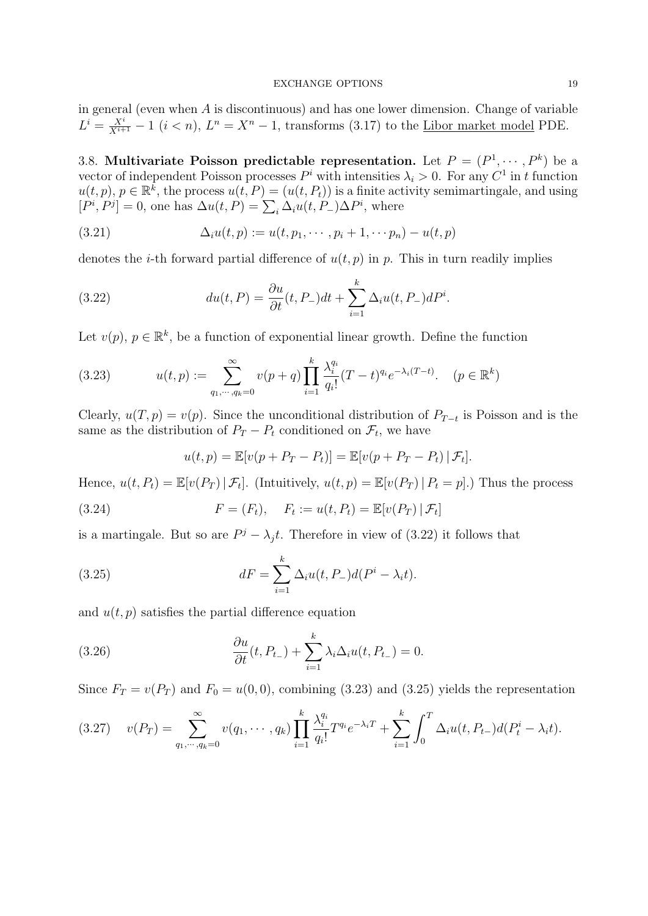in general (even when $A$ is discontinuous) and has one lower dimension. Change of variable $L^i = \frac{X^i}{X^{i+1}} - 1$ $(i < n)$, $L^n = X^n - 1$, transforms (3.17) to the Libor market model PDE.

3.8. **Multivariate Poisson predictable representation.** Let $P = (P^1, \cdots, P^k)$ be a vector of independent Poisson processes $P^i$ with intensities $\lambda_i > 0$. For any $C^1$ in $t$ function $u(t,p)$, $p \in \mathbb{R}^k$, the process $u(t,P) = (u(t,P_t))$ is a finite activity semimartingale, and using $[P^i, P^j] = 0$, one has $\Delta u(t,P) = \sum_i \Delta_i u(t, P_-)\Delta P^i$, where

$$\Delta_i u(t,p) := u(t, p_1, \cdots, p_i + 1, \cdots p_n) - u(t,p) \tag{3.21}$$

denotes the $i$-th forward partial difference of $u(t,p)$ in $p$. This in turn readily implies

$$du(t,P) = \frac{\partial u}{\partial t}(t, P_-)dt + \sum_{i=1}^{k} \Delta_i u(t, P_-)dP^i. \tag{3.22}$$

Let $v(p)$, $p \in \mathbb{R}^k$, be a function of exponential linear growth. Define the function

$$u(t,p) := \sum_{q_1,\cdots,q_k=0}^{\infty} v(p+q) \prod_{i=1}^{k} \frac{\lambda_i^{q_i}}{q_i!}(T-t)^{q_i} e^{-\lambda_i(T-t)}. \quad (p \in \mathbb{R}^k) \tag{3.23}$$

Clearly, $u(T,p) = v(p)$. Since the unconditional distribution of $P_{T-t}$ is Poisson and is the same as the distribution of $P_T - P_t$ conditioned on $\mathcal{F}_t$, we have

$$u(t,p) = \mathbb{E}[v(p + P_T - P_t)] = \mathbb{E}[v(p + P_T - P_t) \,|\, \mathcal{F}_t].$$

Hence, $u(t, P_t) = \mathbb{E}[v(P_T) \,|\, \mathcal{F}_t]$. (Intuitively, $u(t,p) = \mathbb{E}[v(P_T) \,|\, P_t = p]$.) Thus the process

$$F = (F_t), \quad F_t := u(t, P_t) = \mathbb{E}[v(P_T) \,|\, \mathcal{F}_t] \tag{3.24}$$

is a martingale. But so are $P^j - \lambda_j t$. Therefore in view of (3.22) it follows that

$$dF = \sum_{i=1}^{k} \Delta_i u(t, P_-) d(P^i - \lambda_i t). \tag{3.25}$$

and $u(t,p)$ satisfies the partial difference equation

$$\frac{\partial u}{\partial t}(t, P_{t_-}) + \sum_{i=1}^{k} \lambda_i \Delta_i u(t, P_{t_-}) = 0. \tag{3.26}$$

Since $F_T = v(P_T)$ and $F_0 = u(0,0)$, combining (3.23) and (3.25) yields the representation

$$v(P_T) = \sum_{q_1,\cdots,q_k=0}^{\infty} v(q_1, \cdots, q_k) \prod_{i=1}^{k} \frac{\lambda_i^{q_i}}{q_i!} T^{q_i} e^{-\lambda_i T} + \sum_{i=1}^{k} \int_0^T \Delta_i u(t, P_{t-}) d(P_t^i - \lambda_i t). \tag{3.27}$$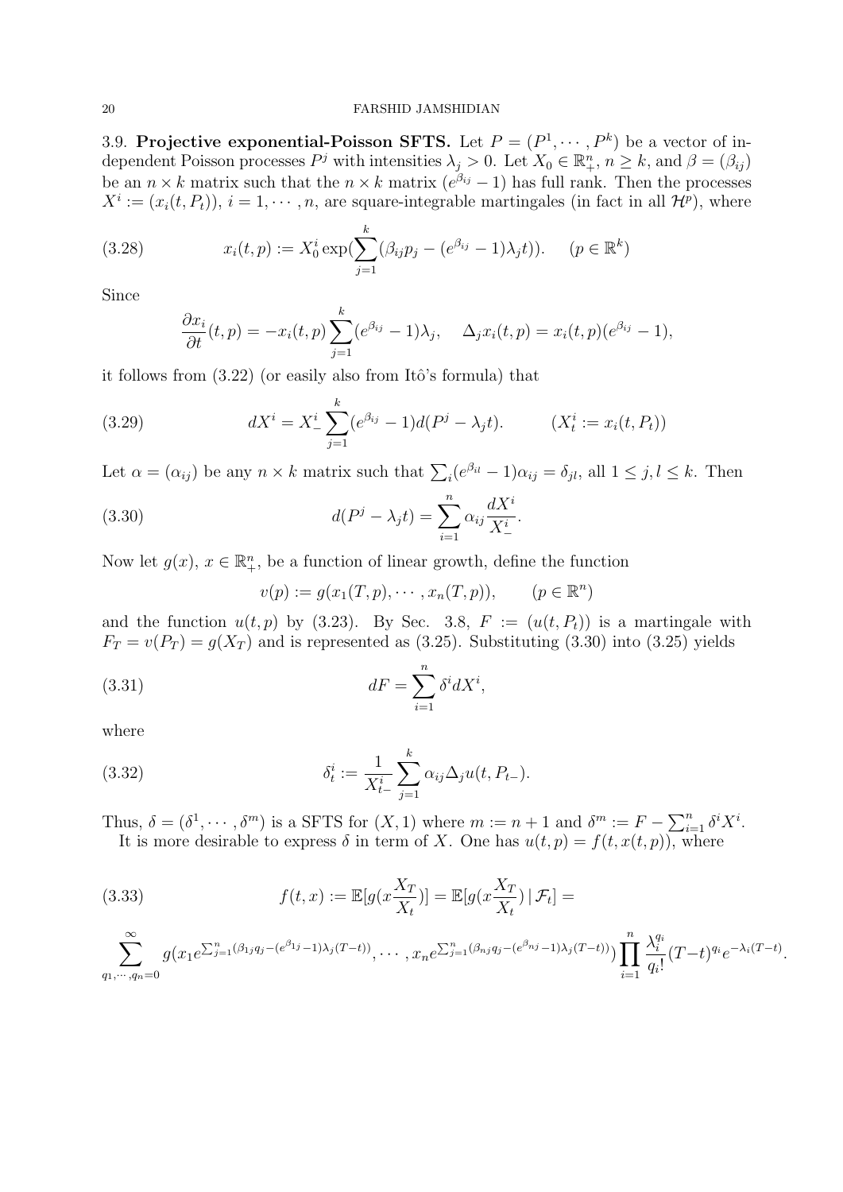3.9. **Projective exponential-Poisson SFTS.** Let $P = (P^1, \cdots, P^k)$ be a vector of independent Poisson processes $P^j$ with intensities $\lambda_j > 0$. Let $X_0 \in \mathbb{R}^n_+$, $n \geq k$, and $\beta = (\beta_{ij})$ be an $n \times k$ matrix such that the $n \times k$ matrix $(e^{\beta_{ij}} - 1)$ has full rank. Then the processes $X^i := (x_i(t, P_t))$, $i = 1, \cdots, n$, are square-integrable martingales (in fact in all $\mathcal{H}^p$), where

$$x_i(t,p) := X_0^i \exp(\sum_{j=1}^k (\beta_{ij} p_j - (e^{\beta_{ij}} - 1)\lambda_j t)). \quad (p \in \mathbb{R}^k) \tag{3.28}$$

Since

$$\frac{\partial x_i}{\partial t}(t,p) = -x_i(t,p) \sum_{j=1}^k (e^{\beta_{ij}} - 1)\lambda_j, \quad \Delta_j x_i(t,p) = x_i(t,p)(e^{\beta_{ij}} - 1),$$

it follows from (3.22) (or easily also from Itô's formula) that

$$dX^i = X^i_- \sum_{j=1}^k (e^{\beta_{ij}} - 1) d(P^j - \lambda_j t). \qquad (X^i_t := x_i(t, P_t)) \tag{3.29}$$

Let $\alpha = (\alpha_{ij})$ be any $n \times k$ matrix such that $\sum_i (e^{\beta_{il}} - 1)\alpha_{ij} = \delta_{jl}$, all $1 \leq j, l \leq k$. Then

$$d(P^j - \lambda_j t) = \sum_{i=1}^n \alpha_{ij} \frac{dX^i}{X^i_-}. \tag{3.30}$$

Now let $g(x)$, $x \in \mathbb{R}^n_+$, be a function of linear growth, define the function

$$v(p) := g(x_1(T,p), \cdots, x_n(T,p)), \qquad (p \in \mathbb{R}^n)$$

and the function $u(t,p)$ by (3.23). By Sec. 3.8, $F := (u(t, P_t))$ is a martingale with $F_T = v(P_T) = g(X_T)$ and is represented as (3.25). Substituting (3.30) into (3.25) yields

$$dF = \sum_{i=1}^n \delta^i dX^i, \tag{3.31}$$

where

$$\delta^i_t := \frac{1}{X^i_{t-}} \sum_{j=1}^k \alpha_{ij} \Delta_j u(t, P_{t-}). \tag{3.32}$$

Thus, $\delta = (\delta^1, \cdots, \delta^m)$ is a SFTS for $(X, 1)$ where $m := n+1$ and $\delta^m := F - \sum_{i=1}^n \delta^i X^i$.

It is more desirable to express $\delta$ in term of $X$. One has $u(t,p) = f(t, x(t,p))$, where

$$f(t,x) := \mathbb{E}[g(x\frac{X_T}{X_t})] = \mathbb{E}[g(x\frac{X_T}{X_t}) \,|\, \mathcal{F}_t] = \tag{3.33}$$

$$\sum_{q_1,\cdots,q_n=0}^{\infty} g(x_1 e^{\sum_{j=1}^n (\beta_{1j} q_j - (e^{\beta_{1j}} - 1)\lambda_j (T-t))}, \cdots, x_n e^{\sum_{j=1}^n (\beta_{nj} q_j - (e^{\beta_{nj}} - 1)\lambda_j (T-t))}) \prod_{i=1}^n \frac{\lambda_i^{q_i}}{q_i!} (T-t)^{q_i} e^{-\lambda_i (T-t)}.$$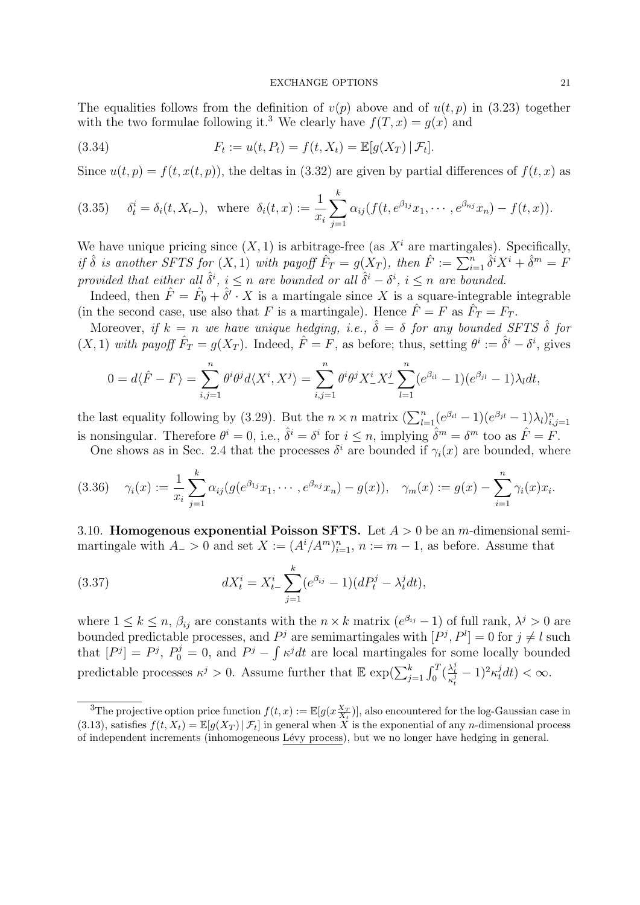The equalities follows from the definition of $v(p)$ above and of $u(t,p)$ in (3.23) together with the two formulae following it.[3] We clearly have $f(T,x) = g(x)$ and

$$F_t := u(t, P_t) = f(t, X_t) = \mathbb{E}[g(X_T) \,|\, \mathcal{F}_t]. \tag{3.34}$$

Since $u(t,p) = f(t, x(t,p))$, the deltas in (3.32) are given by partial differences of $f(t,x)$ as

$$\delta_t^i = \delta_i(t, X_{t-}), \text{ where } \delta_i(t,x) := \frac{1}{x_i} \sum_{j=1}^{k} \alpha_{ij} (f(t, e^{\beta_{1j}} x_1, \cdots, e^{\beta_{nj}} x_n) - f(t,x)). \tag{3.35}$$

We have unique pricing since $(X, 1)$ is arbitrage-free (as $X^i$ are martingales). Specifically, *if $\hat{\delta}$ is another SFTS for $(X,1)$ with payoff $\hat{F}_T = g(X_T)$, then $\hat{F} := \sum_{i=1}^n \hat{\delta}^i X^i + \hat{\delta}^m = F$ provided that either all $\hat{\delta}^i$, $i \le n$ are bounded or all $\hat{\delta}^i - \delta^i$, $i \le n$ are bounded.*

Indeed, then $\hat{F} = \hat{F}_0 + \hat{\delta}' \cdot X$ is a martingale since $X$ is a square-integrable integrable (in the second case, use also that $F$ is a martingale). Hence $\hat{F} = F$ as $\hat{F}_T = F_T$.

Moreover, *if $k = n$ we have unique hedging, i.e., $\hat{\delta} = \delta$ for any bounded SFTS $\hat{\delta}$ for $(X,1)$ with payoff $\hat{F}_T = g(X_T)$*. Indeed, $\hat{F} = F$, as before; thus, setting $\theta^i := \hat{\delta}^i - \delta^i$, gives

$$0 = d\langle \hat{F} - F \rangle = \sum_{i,j=1}^{n} \theta^i \theta^j d\langle X^i, X^j \rangle = \sum_{i,j=1}^{n} \theta^i \theta^j X_-^i X_-^j \sum_{l=1}^{n} (e^{\beta_{il}} - 1)(e^{\beta_{jl}} - 1) \lambda_l dt,$$

the last equality following by (3.29). But the $n \times n$ matrix $(\sum_{l=1}^n (e^{\beta_{il}} - 1)(e^{\beta_{jl}} - 1)\lambda_l)_{i,j=1}^n$ is nonsingular. Therefore $\theta^i = 0$, i.e., $\hat{\delta}^i = \delta^i$ for $i \le n$, implying $\hat{\delta}^m = \delta^m$ too as $\hat{F} = F$.

One shows as in Sec. 2.4 that the processes $\delta^i$ are bounded if $\gamma_i(x)$ are bounded, where

$$\gamma_i(x) := \frac{1}{x_i} \sum_{j=1}^{k} \alpha_{ij} (g(e^{\beta_{1j}} x_1, \cdots, e^{\beta_{nj}} x_n) - g(x)), \quad \gamma_m(x) := g(x) - \sum_{i=1}^{n} \gamma_i(x) x_i. \tag{3.36}$$

### 3.10. Homogenous exponential Poisson SFTS.

Let $A > 0$ be an $m$-dimensional semimartingale with $A_- > 0$ and set $X := (A^i/A^m)_{i=1}^n$, $n := m-1$, as before. Assume that

$$dX_t^i = X_{t-}^i \sum_{j=1}^{k} (e^{\beta_{ij}} - 1)(dP_t^j - \lambda_t^j dt), \tag{3.37}$$

where $1 \le k \le n$, $\beta_{ij}$ are constants with the $n \times k$ matrix $(e^{\beta_{ij}} - 1)$ of full rank, $\lambda^j > 0$ are bounded predictable processes, and $P^j$ are semimartingales with $[P^j, P^l] = 0$ for $j \ne l$ such that $[P^j] = P^j$, $P_0^j = 0$, and $P^j - \int \kappa^j dt$ are local martingales for some locally bounded predictable processes $\kappa^j > 0$. Assume further that $\mathbb{E} \exp(\sum_{j=1}^k \int_0^T (\frac{\lambda_t^j}{\kappa_t^j} - 1)^2 \kappa_t^j dt) < \infty$.

---

[3] The projective option price function $f(t,x) := \mathbb{E}[g(x\frac{X_T}{X_t})]$, also encountered for the log-Gaussian case in (3.13), satisfies $f(t, X_t) = \mathbb{E}[g(X_T) \,|\, \mathcal{F}_t]$ in general when $X$ is the exponential of any $n$-dimensional process of independent increments (inhomogeneous Lévy process), but we no longer have hedging in general.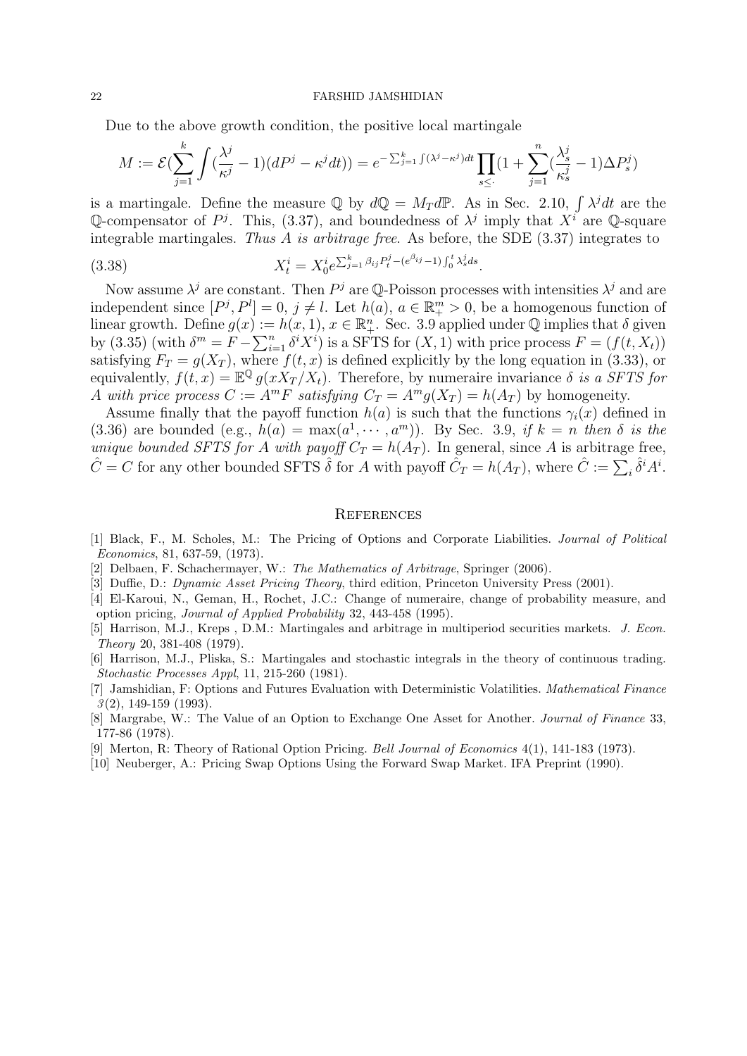Due to the above growth condition, the positive local martingale

$$M := \mathcal{E}(\sum_{j=1}^{k} \int (\frac{\lambda^j}{\kappa^j} - 1)(dP^j - \kappa^j dt)) = e^{-\sum_{j=1}^{k} \int (\lambda^j - \kappa^j)dt} \prod_{s \leq \cdot} (1 + \sum_{j=1}^{n} (\frac{\lambda^j_s}{\kappa^j_s} - 1)\Delta P^j_s)$$

is a martingale. Define the measure $\mathbb{Q}$ by $d\mathbb{Q} = M_T d\mathbb{P}$. As in Sec. 2.10, $\int \lambda^j dt$ are the $\mathbb{Q}$-compensator of $P^j$. This, (3.37), and boundedness of $\lambda^j$ imply that $X^i$ are $\mathbb{Q}$-square integrable martingales. *Thus $A$ is arbitrage free.* As before, the SDE (3.37) integrates to

$$X^i_t = X^i_0 e^{\sum_{j=1}^{k} \beta_{ij} P^j_t - (e^{\beta_{ij}} - 1) \int_0^t \lambda^j_s ds}. \tag{3.38}$$

Now assume $\lambda^j$ are constant. Then $P^j$ are $\mathbb{Q}$-Poisson processes with intensities $\lambda^j$ and are independent since $[P^j, P^l] = 0$, $j \neq l$. Let $h(a)$, $a \in \mathbb{R}^m_+ > 0$, be a homogenous function of linear growth. Define $g(x) := h(x, 1)$, $x \in \mathbb{R}^n_+$. Sec. 3.9 applied under $\mathbb{Q}$ implies that $\delta$ given by (3.35) (with $\delta^m = F - \sum_{i=1}^{n} \delta^i X^i$) is a SFTS for $(X, 1)$ with price process $F = (f(t, X_t))$ satisfying $F_T = g(X_T)$, where $f(t, x)$ is defined explicitly by the long equation in (3.33), or equivalently, $f(t, x) = \mathbb{E}^{\mathbb{Q}} g(xX_T/X_t)$. Therefore, by numeraire invariance $\delta$ *is a SFTS for $A$ with price process $C := A^m F$ satisfying $C_T = A^m g(X_T) = h(A_T)$* by homogeneity.

Assume finally that the payoff function $h(a)$ is such that the functions $\gamma_i(x)$ defined in (3.36) are bounded (e.g., $h(a) = \max(a^1, \cdots, a^m)$). By Sec. 3.9, *if $k = n$ then $\delta$ is the unique bounded SFTS for $A$ with payoff $C_T = h(A_T)$.* In general, since $A$ is arbitrage free, $\hat{C} = C$ for any other bounded SFTS $\hat{\delta}$ for $A$ with payoff $\hat{C}_T = h(A_T)$, where $\hat{C} := \sum_i \hat{\delta}^i A^i$.

## References

[1] Black, F., M. Scholes, M.: The Pricing of Options and Corporate Liabilities. *Journal of Political Economics*, 81, 637-59, (1973).

[2] Delbaen, F. Schachermayer, W.: *The Mathematics of Arbitrage*, Springer (2006).

[3] Duffie, D.: *Dynamic Asset Pricing Theory*, third edition, Princeton University Press (2001).

[4] El-Karoui, N., Geman, H., Rochet, J.C.: Change of numeraire, change of probability measure, and option pricing, *Journal of Applied Probability* 32, 443-458 (1995).

[5] Harrison, M.J., Kreps , D.M.: Martingales and arbitrage in multiperiod securities markets. *J. Econ. Theory* 20, 381-408 (1979).

[6] Harrison, M.J., Pliska, S.: Martingales and stochastic integrals in the theory of continuous trading. *Stochastic Processes Appl*, 11, 215-260 (1981).

[7] Jamshidian, F: Options and Futures Evaluation with Deterministic Volatilities. *Mathematical Finance 3*(2), 149-159 (1993).

[8] Margrabe, W.: The Value of an Option to Exchange One Asset for Another. *Journal of Finance* 33, 177-86 (1978).

[9] Merton, R: Theory of Rational Option Pricing. *Bell Journal of Economics* 4(1), 141-183 (1973).

[10] Neuberger, A.: Pricing Swap Options Using the Forward Swap Market. IFA Preprint (1990).